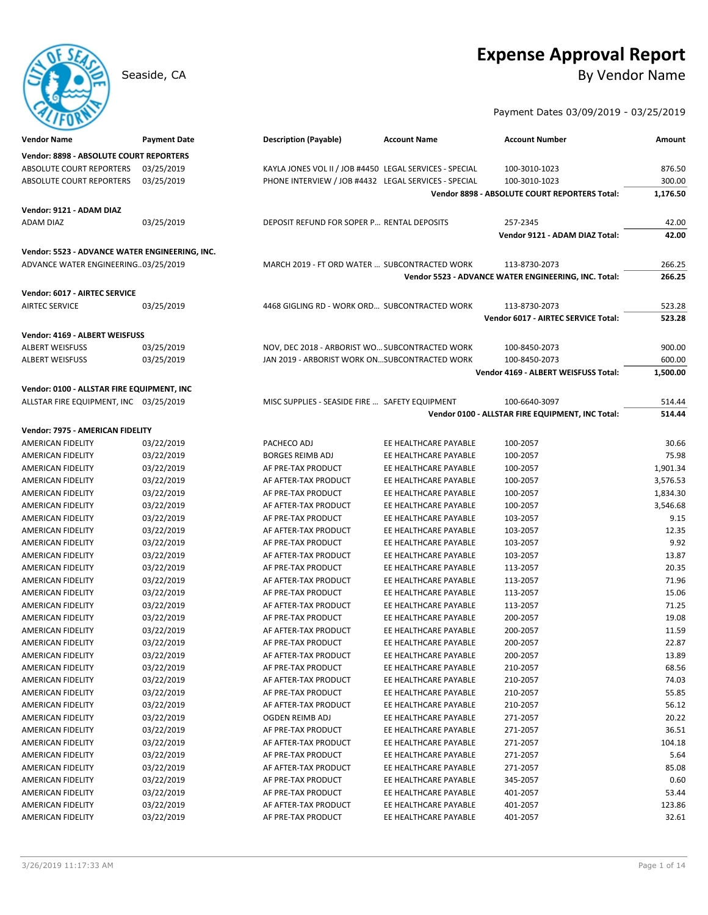# Expense Approval Report

Seaside, CA

By Vendor Name

Payment Dates 03/09/2019 - 03/25/2019

| Vendor Name | Payment Date | Description (Payable) | Account Name | Account Number | Amount |
|---|---|---|---|---|---|
| **Vendor: 8898 - ABSOLUTE COURT REPORTERS** | | | | | |
| ABSOLUTE COURT REPORTERS | 03/25/2019 | KAYLA JONES VOL II / JOB #4450 | LEGAL SERVICES - SPECIAL | 100-3010-1023 | 876.50 |
| ABSOLUTE COURT REPORTERS | 03/25/2019 | PHONE INTERVIEW / JOB #4432 | LEGAL SERVICES - SPECIAL | 100-3010-1023 | 300.00 |
| | | | | **Vendor 8898 - ABSOLUTE COURT REPORTERS Total:** | **1,176.50** |
| **Vendor: 9121 - ADAM DIAZ** | | | | | |
| ADAM DIAZ | 03/25/2019 | DEPOSIT REFUND FOR SOPER P... | RENTAL DEPOSITS | 257-2345 | 42.00 |
| | | | | **Vendor 9121 - ADAM DIAZ Total:** | **42.00** |
| **Vendor: 5523 - ADVANCE WATER ENGINEERING, INC.** | | | | | |
| ADVANCE WATER ENGINEERING.. | 03/25/2019 | MARCH 2019 - FT ORD WATER ... | SUBCONTRACTED WORK | 113-8730-2073 | 266.25 |
| | | | | **Vendor 5523 - ADVANCE WATER ENGINEERING, INC. Total:** | **266.25** |
| **Vendor: 6017 - AIRTEC SERVICE** | | | | | |
| AIRTEC SERVICE | 03/25/2019 | 4468 GIGLING RD - WORK ORD... | SUBCONTRACTED WORK | 113-8730-2073 | 523.28 |
| | | | | **Vendor 6017 - AIRTEC SERVICE Total:** | **523.28** |
| **Vendor: 4169 - ALBERT WEISFUSS** | | | | | |
| ALBERT WEISFUSS | 03/25/2019 | NOV, DEC 2018 - ARBORIST WO... | SUBCONTRACTED WORK | 100-8450-2073 | 900.00 |
| ALBERT WEISFUSS | 03/25/2019 | JAN 2019 - ARBORIST WORK ON... | SUBCONTRACTED WORK | 100-8450-2073 | 600.00 |
| | | | | **Vendor 4169 - ALBERT WEISFUSS Total:** | **1,500.00** |
| **Vendor: 0100 - ALLSTAR FIRE EQUIPMENT, INC** | | | | | |
| ALLSTAR FIRE EQUIPMENT, INC | 03/25/2019 | MISC SUPPLIES - SEASIDE FIRE ... | SAFETY EQUIPMENT | 100-6640-3097 | 514.44 |
| | | | | **Vendor 0100 - ALLSTAR FIRE EQUIPMENT, INC Total:** | **514.44** |
| **Vendor: 7975 - AMERICAN FIDELITY** | | | | | |
| AMERICAN FIDELITY | 03/22/2019 | PACHECO ADJ | EE HEALTHCARE PAYABLE | 100-2057 | 30.66 |
| AMERICAN FIDELITY | 03/22/2019 | BORGES REIMB ADJ | EE HEALTHCARE PAYABLE | 100-2057 | 75.98 |
| AMERICAN FIDELITY | 03/22/2019 | AF PRE-TAX PRODUCT | EE HEALTHCARE PAYABLE | 100-2057 | 1,901.34 |
| AMERICAN FIDELITY | 03/22/2019 | AF AFTER-TAX PRODUCT | EE HEALTHCARE PAYABLE | 100-2057 | 3,576.53 |
| AMERICAN FIDELITY | 03/22/2019 | AF PRE-TAX PRODUCT | EE HEALTHCARE PAYABLE | 100-2057 | 1,834.30 |
| AMERICAN FIDELITY | 03/22/2019 | AF AFTER-TAX PRODUCT | EE HEALTHCARE PAYABLE | 100-2057 | 3,546.68 |
| AMERICAN FIDELITY | 03/22/2019 | AF PRE-TAX PRODUCT | EE HEALTHCARE PAYABLE | 103-2057 | 9.15 |
| AMERICAN FIDELITY | 03/22/2019 | AF AFTER-TAX PRODUCT | EE HEALTHCARE PAYABLE | 103-2057 | 12.35 |
| AMERICAN FIDELITY | 03/22/2019 | AF PRE-TAX PRODUCT | EE HEALTHCARE PAYABLE | 103-2057 | 9.92 |
| AMERICAN FIDELITY | 03/22/2019 | AF AFTER-TAX PRODUCT | EE HEALTHCARE PAYABLE | 103-2057 | 13.87 |
| AMERICAN FIDELITY | 03/22/2019 | AF PRE-TAX PRODUCT | EE HEALTHCARE PAYABLE | 113-2057 | 20.35 |
| AMERICAN FIDELITY | 03/22/2019 | AF AFTER-TAX PRODUCT | EE HEALTHCARE PAYABLE | 113-2057 | 71.96 |
| AMERICAN FIDELITY | 03/22/2019 | AF PRE-TAX PRODUCT | EE HEALTHCARE PAYABLE | 113-2057 | 15.06 |
| AMERICAN FIDELITY | 03/22/2019 | AF AFTER-TAX PRODUCT | EE HEALTHCARE PAYABLE | 113-2057 | 71.25 |
| AMERICAN FIDELITY | 03/22/2019 | AF PRE-TAX PRODUCT | EE HEALTHCARE PAYABLE | 200-2057 | 19.08 |
| AMERICAN FIDELITY | 03/22/2019 | AF AFTER-TAX PRODUCT | EE HEALTHCARE PAYABLE | 200-2057 | 11.59 |
| AMERICAN FIDELITY | 03/22/2019 | AF PRE-TAX PRODUCT | EE HEALTHCARE PAYABLE | 200-2057 | 22.87 |
| AMERICAN FIDELITY | 03/22/2019 | AF AFTER-TAX PRODUCT | EE HEALTHCARE PAYABLE | 200-2057 | 13.89 |
| AMERICAN FIDELITY | 03/22/2019 | AF PRE-TAX PRODUCT | EE HEALTHCARE PAYABLE | 210-2057 | 68.56 |
| AMERICAN FIDELITY | 03/22/2019 | AF AFTER-TAX PRODUCT | EE HEALTHCARE PAYABLE | 210-2057 | 74.03 |
| AMERICAN FIDELITY | 03/22/2019 | AF PRE-TAX PRODUCT | EE HEALTHCARE PAYABLE | 210-2057 | 55.85 |
| AMERICAN FIDELITY | 03/22/2019 | AF AFTER-TAX PRODUCT | EE HEALTHCARE PAYABLE | 210-2057 | 56.12 |
| AMERICAN FIDELITY | 03/22/2019 | OGDEN REIMB ADJ | EE HEALTHCARE PAYABLE | 271-2057 | 20.22 |
| AMERICAN FIDELITY | 03/22/2019 | AF PRE-TAX PRODUCT | EE HEALTHCARE PAYABLE | 271-2057 | 36.51 |
| AMERICAN FIDELITY | 03/22/2019 | AF AFTER-TAX PRODUCT | EE HEALTHCARE PAYABLE | 271-2057 | 104.18 |
| AMERICAN FIDELITY | 03/22/2019 | AF PRE-TAX PRODUCT | EE HEALTHCARE PAYABLE | 271-2057 | 5.64 |
| AMERICAN FIDELITY | 03/22/2019 | AF AFTER-TAX PRODUCT | EE HEALTHCARE PAYABLE | 271-2057 | 85.08 |
| AMERICAN FIDELITY | 03/22/2019 | AF PRE-TAX PRODUCT | EE HEALTHCARE PAYABLE | 345-2057 | 0.60 |
| AMERICAN FIDELITY | 03/22/2019 | AF PRE-TAX PRODUCT | EE HEALTHCARE PAYABLE | 401-2057 | 53.44 |
| AMERICAN FIDELITY | 03/22/2019 | AF AFTER-TAX PRODUCT | EE HEALTHCARE PAYABLE | 401-2057 | 123.86 |
| AMERICAN FIDELITY | 03/22/2019 | AF PRE-TAX PRODUCT | EE HEALTHCARE PAYABLE | 401-2057 | 32.61 |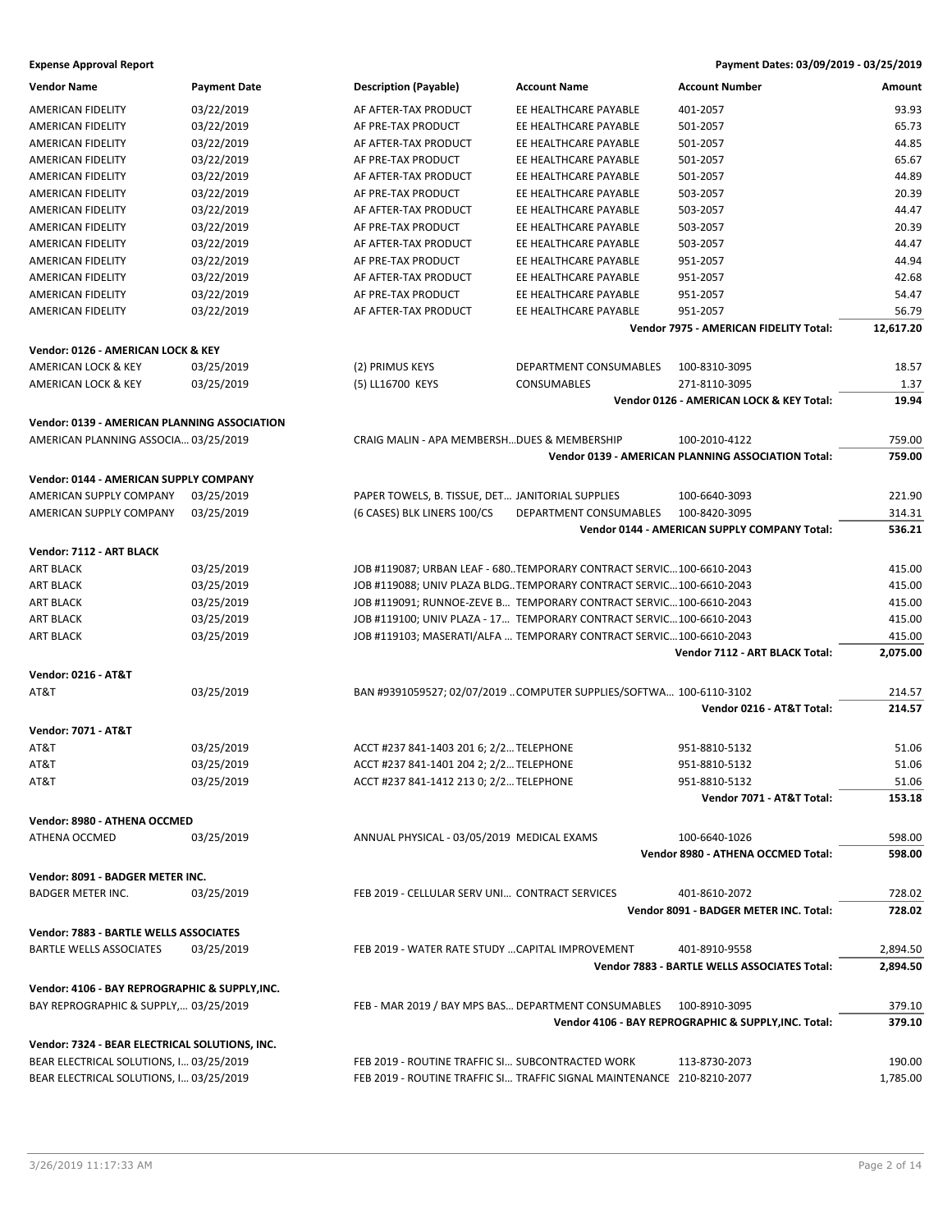**Expense Approval Report** | **Payment Dates: 03/09/2019 - 03/25/2019**

| Vendor Name | Payment Date | Description (Payable) | Account Name | Account Number | Amount |
|---|---|---|---|---|---|
| AMERICAN FIDELITY | 03/22/2019 | AF AFTER-TAX PRODUCT | EE HEALTHCARE PAYABLE | 401-2057 | 93.93 |
| AMERICAN FIDELITY | 03/22/2019 | AF PRE-TAX PRODUCT | EE HEALTHCARE PAYABLE | 501-2057 | 65.73 |
| AMERICAN FIDELITY | 03/22/2019 | AF AFTER-TAX PRODUCT | EE HEALTHCARE PAYABLE | 501-2057 | 44.85 |
| AMERICAN FIDELITY | 03/22/2019 | AF PRE-TAX PRODUCT | EE HEALTHCARE PAYABLE | 501-2057 | 65.67 |
| AMERICAN FIDELITY | 03/22/2019 | AF AFTER-TAX PRODUCT | EE HEALTHCARE PAYABLE | 501-2057 | 44.89 |
| AMERICAN FIDELITY | 03/22/2019 | AF PRE-TAX PRODUCT | EE HEALTHCARE PAYABLE | 503-2057 | 20.39 |
| AMERICAN FIDELITY | 03/22/2019 | AF AFTER-TAX PRODUCT | EE HEALTHCARE PAYABLE | 503-2057 | 44.47 |
| AMERICAN FIDELITY | 03/22/2019 | AF PRE-TAX PRODUCT | EE HEALTHCARE PAYABLE | 503-2057 | 20.39 |
| AMERICAN FIDELITY | 03/22/2019 | AF AFTER-TAX PRODUCT | EE HEALTHCARE PAYABLE | 503-2057 | 44.47 |
| AMERICAN FIDELITY | 03/22/2019 | AF PRE-TAX PRODUCT | EE HEALTHCARE PAYABLE | 951-2057 | 44.94 |
| AMERICAN FIDELITY | 03/22/2019 | AF AFTER-TAX PRODUCT | EE HEALTHCARE PAYABLE | 951-2057 | 42.68 |
| AMERICAN FIDELITY | 03/22/2019 | AF PRE-TAX PRODUCT | EE HEALTHCARE PAYABLE | 951-2057 | 54.47 |
| AMERICAN FIDELITY | 03/22/2019 | AF AFTER-TAX PRODUCT | EE HEALTHCARE PAYABLE | 951-2057 | 56.79 |
| | | | | **Vendor 7975 - AMERICAN FIDELITY Total:** | **12,617.20** |
| **Vendor: 0126 - AMERICAN LOCK & KEY** | | | | | |
| AMERICAN LOCK & KEY | 03/25/2019 | (2) PRIMUS KEYS | DEPARTMENT CONSUMABLES | 100-8310-3095 | 18.57 |
| AMERICAN LOCK & KEY | 03/25/2019 | (5) LL16700 KEYS | CONSUMABLES | 271-8110-3095 | 1.37 |
| | | | | **Vendor 0126 - AMERICAN LOCK & KEY Total:** | **19.94** |
| **Vendor: 0139 - AMERICAN PLANNING ASSOCIATION** | | | | | |
| AMERICAN PLANNING ASSOCIA... | 03/25/2019 | CRAIG MALIN - APA MEMBERSH... | DUES & MEMBERSHIP | 100-2010-4122 | 759.00 |
| | | | | **Vendor 0139 - AMERICAN PLANNING ASSOCIATION Total:** | **759.00** |
| **Vendor: 0144 - AMERICAN SUPPLY COMPANY** | | | | | |
| AMERICAN SUPPLY COMPANY | 03/25/2019 | PAPER TOWELS, B. TISSUE, DET... | JANITORIAL SUPPLIES | 100-6640-3093 | 221.90 |
| AMERICAN SUPPLY COMPANY | 03/25/2019 | (6 CASES) BLK LINERS 100/CS | DEPARTMENT CONSUMABLES | 100-8420-3095 | 314.31 |
| | | | | **Vendor 0144 - AMERICAN SUPPLY COMPANY Total:** | **536.21** |
| **Vendor: 7112 - ART BLACK** | | | | | |
| ART BLACK | 03/25/2019 | JOB #119087; URBAN LEAF - 680... | TEMPORARY CONTRACT SERVIC... | 100-6610-2043 | 415.00 |
| ART BLACK | 03/25/2019 | JOB #119088; UNIV PLAZA BLDG... | TEMPORARY CONTRACT SERVIC... | 100-6610-2043 | 415.00 |
| ART BLACK | 03/25/2019 | JOB #119091; RUNNOE-ZEVE B... | TEMPORARY CONTRACT SERVIC... | 100-6610-2043 | 415.00 |
| ART BLACK | 03/25/2019 | JOB #119100; UNIV PLAZA - 17... | TEMPORARY CONTRACT SERVIC... | 100-6610-2043 | 415.00 |
| ART BLACK | 03/25/2019 | JOB #119103; MASERATI/ALFA ... | TEMPORARY CONTRACT SERVIC... | 100-6610-2043 | 415.00 |
| | | | | **Vendor 7112 - ART BLACK Total:** | **2,075.00** |
| **Vendor: 0216 - AT&T** | | | | | |
| AT&T | 03/25/2019 | BAN #9391059527; 02/07/2019 ... | COMPUTER SUPPLIES/SOFTWA... | 100-6110-3102 | 214.57 |
| | | | | **Vendor 0216 - AT&T Total:** | **214.57** |
| **Vendor: 7071 - AT&T** | | | | | |
| AT&T | 03/25/2019 | ACCT #237 841-1403 201 6; 2/2... | TELEPHONE | 951-8810-5132 | 51.06 |
| AT&T | 03/25/2019 | ACCT #237 841-1401 204 2; 2/2... | TELEPHONE | 951-8810-5132 | 51.06 |
| AT&T | 03/25/2019 | ACCT #237 841-1412 213 0; 2/2... | TELEPHONE | 951-8810-5132 | 51.06 |
| | | | | **Vendor 7071 - AT&T Total:** | **153.18** |
| **Vendor: 8980 - ATHENA OCCMED** | | | | | |
| ATHENA OCCMED | 03/25/2019 | ANNUAL PHYSICAL - 03/05/2019 | MEDICAL EXAMS | 100-6640-1026 | 598.00 |
| | | | | **Vendor 8980 - ATHENA OCCMED Total:** | **598.00** |
| **Vendor: 8091 - BADGER METER INC.** | | | | | |
| BADGER METER INC. | 03/25/2019 | FEB 2019 - CELLULAR SERV UNI... | CONTRACT SERVICES | 401-8610-2072 | 728.02 |
| | | | | **Vendor 8091 - BADGER METER INC. Total:** | **728.02** |
| **Vendor: 7883 - BARTLE WELLS ASSOCIATES** | | | | | |
| BARTLE WELLS ASSOCIATES | 03/25/2019 | FEB 2019 - WATER RATE STUDY ... | CAPITAL IMPROVEMENT | 401-8910-9558 | 2,894.50 |
| | | | | **Vendor 7883 - BARTLE WELLS ASSOCIATES Total:** | **2,894.50** |
| **Vendor: 4106 - BAY REPROGRAPHIC & SUPPLY,INC.** | | | | | |
| BAY REPROGRAPHIC & SUPPLY,... | 03/25/2019 | FEB - MAR 2019 / BAY MPS BAS... | DEPARTMENT CONSUMABLES | 100-8910-3095 | 379.10 |
| | | | | **Vendor 4106 - BAY REPROGRAPHIC & SUPPLY,INC. Total:** | **379.10** |
| **Vendor: 7324 - BEAR ELECTRICAL SOLUTIONS, INC.** | | | | | |
| BEAR ELECTRICAL SOLUTIONS, I... | 03/25/2019 | FEB 2019 - ROUTINE TRAFFIC SI... | SUBCONTRACTED WORK | 113-8730-2073 | 190.00 |
| BEAR ELECTRICAL SOLUTIONS, I... | 03/25/2019 | FEB 2019 - ROUTINE TRAFFIC SI... | TRAFFIC SIGNAL MAINTENANCE | 210-8210-2077 | 1,785.00 |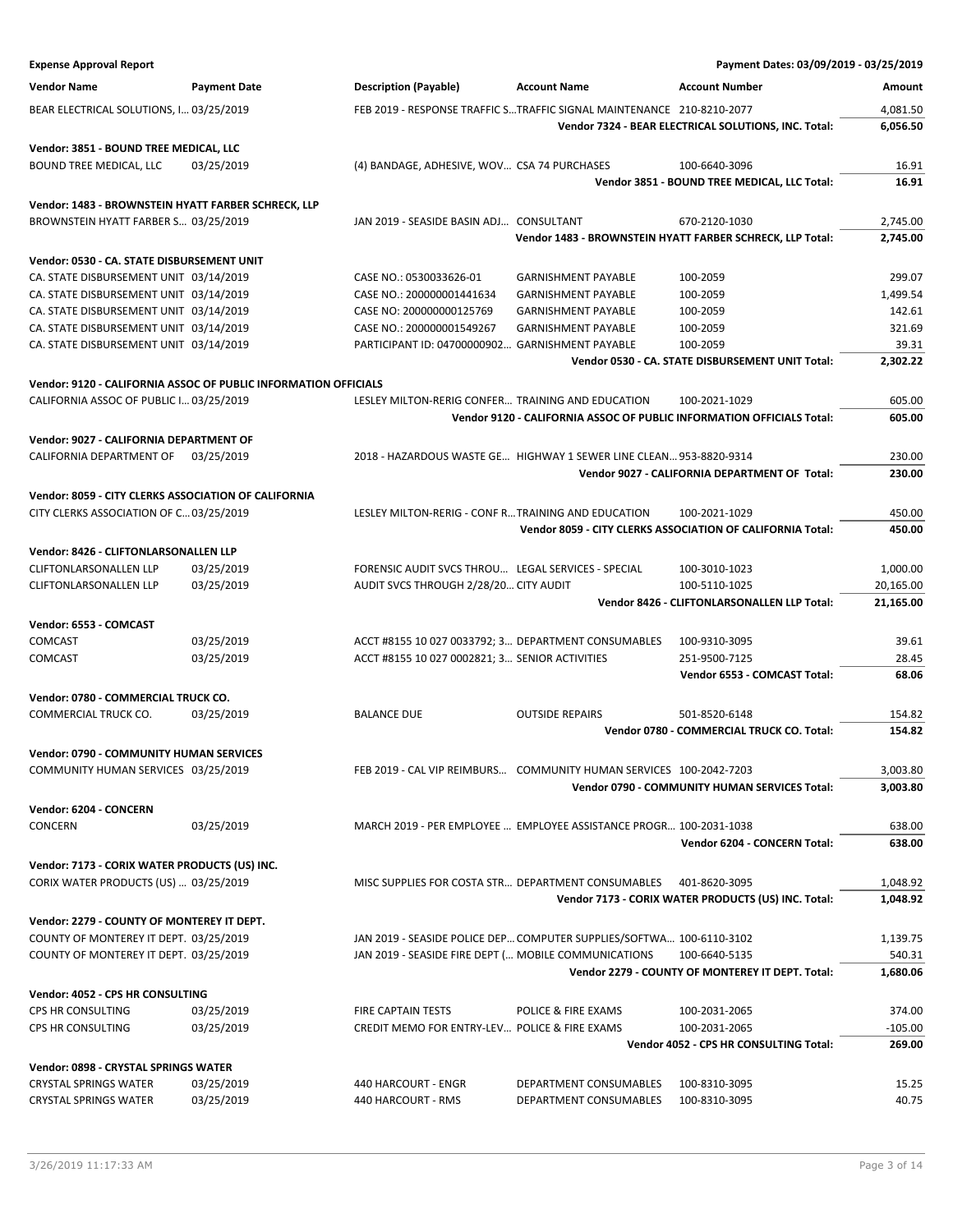**Expense Approval Report** | **Payment Dates: 03/09/2019 - 03/25/2019**

| Vendor Name | Payment Date | Description (Payable) | Account Name | Account Number | Amount |
|---|---|---|---|---|---|
| BEAR ELECTRICAL SOLUTIONS, I... | 03/25/2019 | FEB 2019 - RESPONSE TRAFFIC S... | TRAFFIC SIGNAL MAINTENANCE | 210-8210-2077 | 4,081.50 |
| | | | | **Vendor 7324 - BEAR ELECTRICAL SOLUTIONS, INC. Total:** | **6,056.50** |
| **Vendor: 3851 - BOUND TREE MEDICAL, LLC** | | | | | |
| BOUND TREE MEDICAL, LLC | 03/25/2019 | (4) BANDAGE, ADHESIVE, WOV... | CSA 74 PURCHASES | 100-6640-3096 | 16.91 |
| | | | | **Vendor 3851 - BOUND TREE MEDICAL, LLC Total:** | **16.91** |
| **Vendor: 1483 - BROWNSTEIN HYATT FARBER SCHRECK, LLP** | | | | | |
| BROWNSTEIN HYATT FARBER S... | 03/25/2019 | JAN 2019 - SEASIDE BASIN ADJ... | CONSULTANT | 670-2120-1030 | 2,745.00 |
| | | | | **Vendor 1483 - BROWNSTEIN HYATT FARBER SCHRECK, LLP Total:** | **2,745.00** |
| **Vendor: 0530 - CA. STATE DISBURSEMENT UNIT** | | | | | |
| CA. STATE DISBURSEMENT UNIT | 03/14/2019 | CASE NO.: 0530033626-01 | GARNISHMENT PAYABLE | 100-2059 | 299.07 |
| CA. STATE DISBURSEMENT UNIT | 03/14/2019 | CASE NO.: 200000001441634 | GARNISHMENT PAYABLE | 100-2059 | 1,499.54 |
| CA. STATE DISBURSEMENT UNIT | 03/14/2019 | CASE NO: 200000000125769 | GARNISHMENT PAYABLE | 100-2059 | 142.61 |
| CA. STATE DISBURSEMENT UNIT | 03/14/2019 | CASE NO.: 200000001549267 | GARNISHMENT PAYABLE | 100-2059 | 321.69 |
| CA. STATE DISBURSEMENT UNIT | 03/14/2019 | PARTICIPANT ID: 04700000902... | GARNISHMENT PAYABLE | 100-2059 | 39.31 |
| | | | | **Vendor 0530 - CA. STATE DISBURSEMENT UNIT Total:** | **2,302.22** |
| **Vendor: 9120 - CALIFORNIA ASSOC OF PUBLIC INFORMATION OFFICIALS** | | | | | |
| CALIFORNIA ASSOC OF PUBLIC I... | 03/25/2019 | LESLEY MILTON-RERIG CONFER... | TRAINING AND EDUCATION | 100-2021-1029 | 605.00 |
| | | | | **Vendor 9120 - CALIFORNIA ASSOC OF PUBLIC INFORMATION OFFICIALS Total:** | **605.00** |
| **Vendor: 9027 - CALIFORNIA DEPARTMENT OF** | | | | | |
| CALIFORNIA DEPARTMENT OF | 03/25/2019 | 2018 - HAZARDOUS WASTE GE... | HIGHWAY 1 SEWER LINE CLEAN... | 953-8820-9314 | 230.00 |
| | | | | **Vendor 9027 - CALIFORNIA DEPARTMENT OF Total:** | **230.00** |
| **Vendor: 8059 - CITY CLERKS ASSOCIATION OF CALIFORNIA** | | | | | |
| CITY CLERKS ASSOCIATION OF C... | 03/25/2019 | LESLEY MILTON-RERIG - CONF R... | TRAINING AND EDUCATION | 100-2021-1029 | 450.00 |
| | | | | **Vendor 8059 - CITY CLERKS ASSOCIATION OF CALIFORNIA Total:** | **450.00** |
| **Vendor: 8426 - CLIFTONLARSONALLEN LLP** | | | | | |
| CLIFTONLARSONALLEN LLP | 03/25/2019 | FORENSIC AUDIT SVCS THROU... | LEGAL SERVICES - SPECIAL | 100-3010-1023 | 1,000.00 |
| CLIFTONLARSONALLEN LLP | 03/25/2019 | AUDIT SVCS THROUGH 2/28/20... | CITY AUDIT | 100-5110-1025 | 20,165.00 |
| | | | | **Vendor 8426 - CLIFTONLARSONALLEN LLP Total:** | **21,165.00** |
| **Vendor: 6553 - COMCAST** | | | | | |
| COMCAST | 03/25/2019 | ACCT #8155 10 027 0033792; 3... | DEPARTMENT CONSUMABLES | 100-9310-3095 | 39.61 |
| COMCAST | 03/25/2019 | ACCT #8155 10 027 0002821; 3... | SENIOR ACTIVITIES | 251-9500-7125 | 28.45 |
| | | | | **Vendor 6553 - COMCAST Total:** | **68.06** |
| **Vendor: 0780 - COMMERCIAL TRUCK CO.** | | | | | |
| COMMERCIAL TRUCK CO. | 03/25/2019 | BALANCE DUE | OUTSIDE REPAIRS | 501-8520-6148 | 154.82 |
| | | | | **Vendor 0780 - COMMERCIAL TRUCK CO. Total:** | **154.82** |
| **Vendor: 0790 - COMMUNITY HUMAN SERVICES** | | | | | |
| COMMUNITY HUMAN SERVICES | 03/25/2019 | FEB 2019 - CAL VIP REIMBURS... | COMMUNITY HUMAN SERVICES | 100-2042-7203 | 3,003.80 |
| | | | | **Vendor 0790 - COMMUNITY HUMAN SERVICES Total:** | **3,003.80** |
| **Vendor: 6204 - CONCERN** | | | | | |
| CONCERN | 03/25/2019 | MARCH 2019 - PER EMPLOYEE ... | EMPLOYEE ASSISTANCE PROGR... | 100-2031-1038 | 638.00 |
| | | | | **Vendor 6204 - CONCERN Total:** | **638.00** |
| **Vendor: 7173 - CORIX WATER PRODUCTS (US) INC.** | | | | | |
| CORIX WATER PRODUCTS (US) ... | 03/25/2019 | MISC SUPPLIES FOR COSTA STR... | DEPARTMENT CONSUMABLES | 401-8620-3095 | 1,048.92 |
| | | | | **Vendor 7173 - CORIX WATER PRODUCTS (US) INC. Total:** | **1,048.92** |
| **Vendor: 2279 - COUNTY OF MONTEREY IT DEPT.** | | | | | |
| COUNTY OF MONTEREY IT DEPT. | 03/25/2019 | JAN 2019 - SEASIDE POLICE DEP... | COMPUTER SUPPLIES/SOFTWA... | 100-6110-3102 | 1,139.75 |
| COUNTY OF MONTEREY IT DEPT. | 03/25/2019 | JAN 2019 - SEASIDE FIRE DEPT (... | MOBILE COMMUNICATIONS | 100-6640-5135 | 540.31 |
| | | | | **Vendor 2279 - COUNTY OF MONTEREY IT DEPT. Total:** | **1,680.06** |
| **Vendor: 4052 - CPS HR CONSULTING** | | | | | |
| CPS HR CONSULTING | 03/25/2019 | FIRE CAPTAIN TESTS | POLICE & FIRE EXAMS | 100-2031-2065 | 374.00 |
| CPS HR CONSULTING | 03/25/2019 | CREDIT MEMO FOR ENTRY-LEV... | POLICE & FIRE EXAMS | 100-2031-2065 | -105.00 |
| | | | | **Vendor 4052 - CPS HR CONSULTING Total:** | **269.00** |
| **Vendor: 0898 - CRYSTAL SPRINGS WATER** | | | | | |
| CRYSTAL SPRINGS WATER | 03/25/2019 | 440 HARCOURT - ENGR | DEPARTMENT CONSUMABLES | 100-8310-3095 | 15.25 |
| CRYSTAL SPRINGS WATER | 03/25/2019 | 440 HARCOURT - RMS | DEPARTMENT CONSUMABLES | 100-8310-3095 | 40.75 |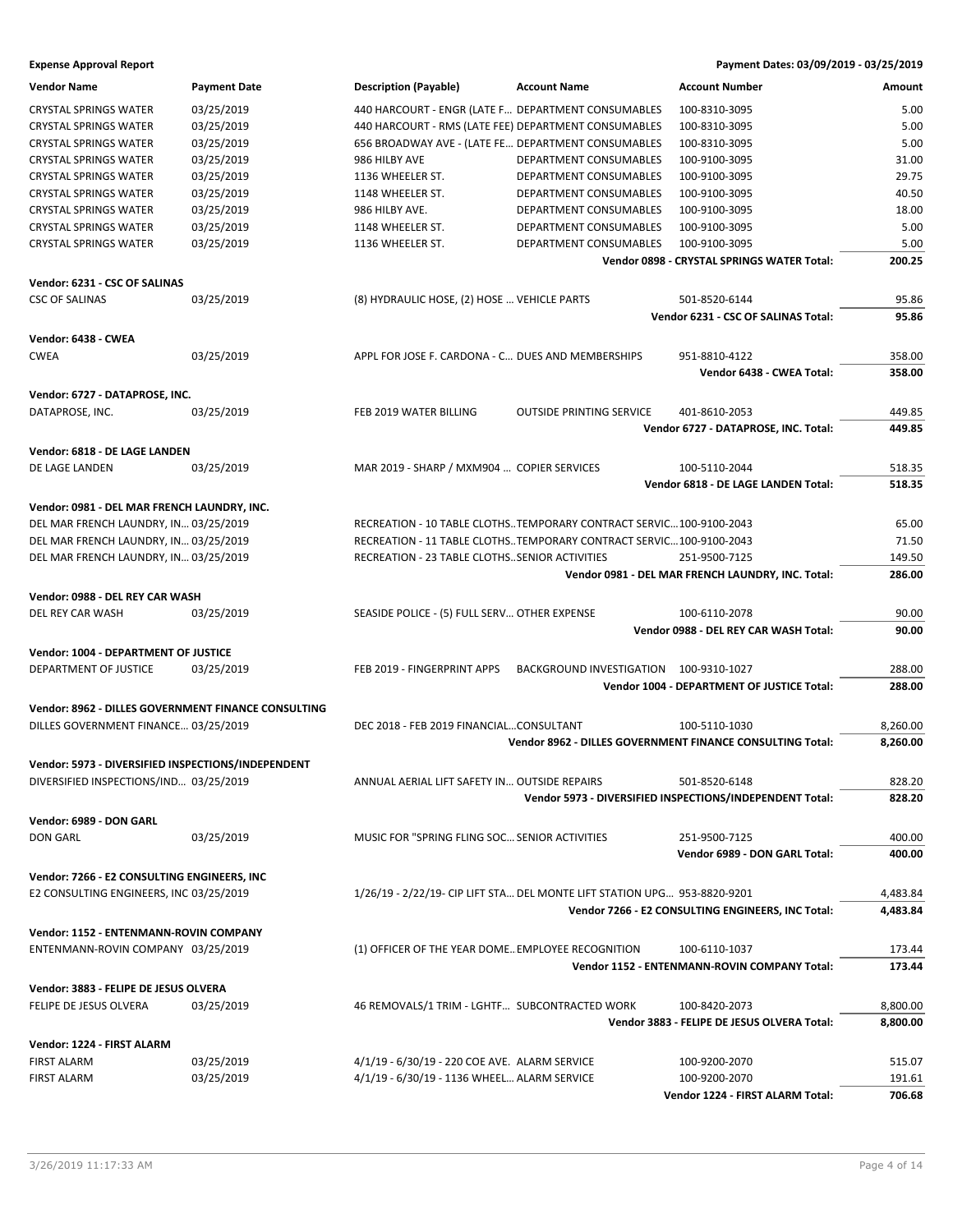**Expense Approval Report** — Payment Dates: 03/09/2019 - 03/25/2019

| Vendor Name | Payment Date | Description (Payable) | Account Name | Account Number | Amount |
|---|---|---|---|---|---|
| CRYSTAL SPRINGS WATER | 03/25/2019 | 440 HARCOURT - ENGR (LATE F... | DEPARTMENT CONSUMABLES | 100-8310-3095 | 5.00 |
| CRYSTAL SPRINGS WATER | 03/25/2019 | 440 HARCOURT - RMS (LATE FEE) | DEPARTMENT CONSUMABLES | 100-8310-3095 | 5.00 |
| CRYSTAL SPRINGS WATER | 03/25/2019 | 656 BROADWAY AVE - (LATE FE... | DEPARTMENT CONSUMABLES | 100-8310-3095 | 5.00 |
| CRYSTAL SPRINGS WATER | 03/25/2019 | 986 HILBY AVE | DEPARTMENT CONSUMABLES | 100-9100-3095 | 31.00 |
| CRYSTAL SPRINGS WATER | 03/25/2019 | 1136 WHEELER ST. | DEPARTMENT CONSUMABLES | 100-9100-3095 | 29.75 |
| CRYSTAL SPRINGS WATER | 03/25/2019 | 1148 WHEELER ST. | DEPARTMENT CONSUMABLES | 100-9100-3095 | 40.50 |
| CRYSTAL SPRINGS WATER | 03/25/2019 | 986 HILBY AVE. | DEPARTMENT CONSUMABLES | 100-9100-3095 | 18.00 |
| CRYSTAL SPRINGS WATER | 03/25/2019 | 1148 WHEELER ST. | DEPARTMENT CONSUMABLES | 100-9100-3095 | 5.00 |
| CRYSTAL SPRINGS WATER | 03/25/2019 | 1136 WHEELER ST. | DEPARTMENT CONSUMABLES | 100-9100-3095 | 5.00 |
| | | | | **Vendor 0898 - CRYSTAL SPRINGS WATER Total:** | **200.25** |
| **Vendor: 6231 - CSC OF SALINAS** | | | | | |
| CSC OF SALINAS | 03/25/2019 | (8) HYDRAULIC HOSE, (2) HOSE ... | VEHICLE PARTS | 501-8520-6144 | 95.86 |
| | | | | **Vendor 6231 - CSC OF SALINAS Total:** | **95.86** |
| **Vendor: 6438 - CWEA** | | | | | |
| CWEA | 03/25/2019 | APPL FOR JOSE F. CARDONA - C... | DUES AND MEMBERSHIPS | 951-8810-4122 | 358.00 |
| | | | | **Vendor 6438 - CWEA Total:** | **358.00** |
| **Vendor: 6727 - DATAPROSE, INC.** | | | | | |
| DATAPROSE, INC. | 03/25/2019 | FEB 2019 WATER BILLING | OUTSIDE PRINTING SERVICE | 401-8610-2053 | 449.85 |
| | | | | **Vendor 6727 - DATAPROSE, INC. Total:** | **449.85** |
| **Vendor: 6818 - DE LAGE LANDEN** | | | | | |
| DE LAGE LANDEN | 03/25/2019 | MAR 2019 - SHARP / MXM904 ... | COPIER SERVICES | 100-5110-2044 | 518.35 |
| | | | | **Vendor 6818 - DE LAGE LANDEN Total:** | **518.35** |
| **Vendor: 0981 - DEL MAR FRENCH LAUNDRY, INC.** | | | | | |
| DEL MAR FRENCH LAUNDRY, IN... | 03/25/2019 | RECREATION - 10 TABLE CLOTHS... | TEMPORARY CONTRACT SERVIC... | 100-9100-2043 | 65.00 |
| DEL MAR FRENCH LAUNDRY, IN... | 03/25/2019 | RECREATION - 11 TABLE CLOTHS... | TEMPORARY CONTRACT SERVIC... | 100-9100-2043 | 71.50 |
| DEL MAR FRENCH LAUNDRY, IN... | 03/25/2019 | RECREATION - 23 TABLE CLOTHS... | SENIOR ACTIVITIES | 251-9500-7125 | 149.50 |
| | | | | **Vendor 0981 - DEL MAR FRENCH LAUNDRY, INC. Total:** | **286.00** |
| **Vendor: 0988 - DEL REY CAR WASH** | | | | | |
| DEL REY CAR WASH | 03/25/2019 | SEASIDE POLICE - (5) FULL SERV... | OTHER EXPENSE | 100-6110-2078 | 90.00 |
| | | | | **Vendor 0988 - DEL REY CAR WASH Total:** | **90.00** |
| **Vendor: 1004 - DEPARTMENT OF JUSTICE** | | | | | |
| DEPARTMENT OF JUSTICE | 03/25/2019 | FEB 2019 - FINGERPRINT APPS | BACKGROUND INVESTIGATION | 100-9310-1027 | 288.00 |
| | | | | **Vendor 1004 - DEPARTMENT OF JUSTICE Total:** | **288.00** |
| **Vendor: 8962 - DILLES GOVERNMENT FINANCE CONSULTING** | | | | | |
| DILLES GOVERNMENT FINANCE... | 03/25/2019 | DEC 2018 - FEB 2019 FINANCIAL... | CONSULTANT | 100-5110-1030 | 8,260.00 |
| | | | | **Vendor 8962 - DILLES GOVERNMENT FINANCE CONSULTING Total:** | **8,260.00** |
| **Vendor: 5973 - DIVERSIFIED INSPECTIONS/INDEPENDENT** | | | | | |
| DIVERSIFIED INSPECTIONS/IND... | 03/25/2019 | ANNUAL AERIAL LIFT SAFETY IN... | OUTSIDE REPAIRS | 501-8520-6148 | 828.20 |
| | | | | **Vendor 5973 - DIVERSIFIED INSPECTIONS/INDEPENDENT Total:** | **828.20** |
| **Vendor: 6989 - DON GARL** | | | | | |
| DON GARL | 03/25/2019 | MUSIC FOR "SPRING FLING SOC... | SENIOR ACTIVITIES | 251-9500-7125 | 400.00 |
| | | | | **Vendor 6989 - DON GARL Total:** | **400.00** |
| **Vendor: 7266 - E2 CONSULTING ENGINEERS, INC** | | | | | |
| E2 CONSULTING ENGINEERS, INC | 03/25/2019 | 1/26/19 - 2/22/19- CIP LIFT STA... | DEL MONTE LIFT STATION UPG... | 953-8820-9201 | 4,483.84 |
| | | | | **Vendor 7266 - E2 CONSULTING ENGINEERS, INC Total:** | **4,483.84** |
| **Vendor: 1152 - ENTENMANN-ROVIN COMPANY** | | | | | |
| ENTENMANN-ROVIN COMPANY | 03/25/2019 | (1) OFFICER OF THE YEAR DOME... | EMPLOYEE RECOGNITION | 100-6110-1037 | 173.44 |
| | | | | **Vendor 1152 - ENTENMANN-ROVIN COMPANY Total:** | **173.44** |
| **Vendor: 3883 - FELIPE DE JESUS OLVERA** | | | | | |
| FELIPE DE JESUS OLVERA | 03/25/2019 | 46 REMOVALS/1 TRIM - LGHTF... | SUBCONTRACTED WORK | 100-8420-2073 | 8,800.00 |
| | | | | **Vendor 3883 - FELIPE DE JESUS OLVERA Total:** | **8,800.00** |
| **Vendor: 1224 - FIRST ALARM** | | | | | |
| FIRST ALARM | 03/25/2019 | 4/1/19 - 6/30/19 - 220 COE AVE. | ALARM SERVICE | 100-9200-2070 | 515.07 |
| FIRST ALARM | 03/25/2019 | 4/1/19 - 6/30/19 - 1136 WHEEL... | ALARM SERVICE | 100-9200-2070 | 191.61 |
| | | | | **Vendor 1224 - FIRST ALARM Total:** | **706.68** |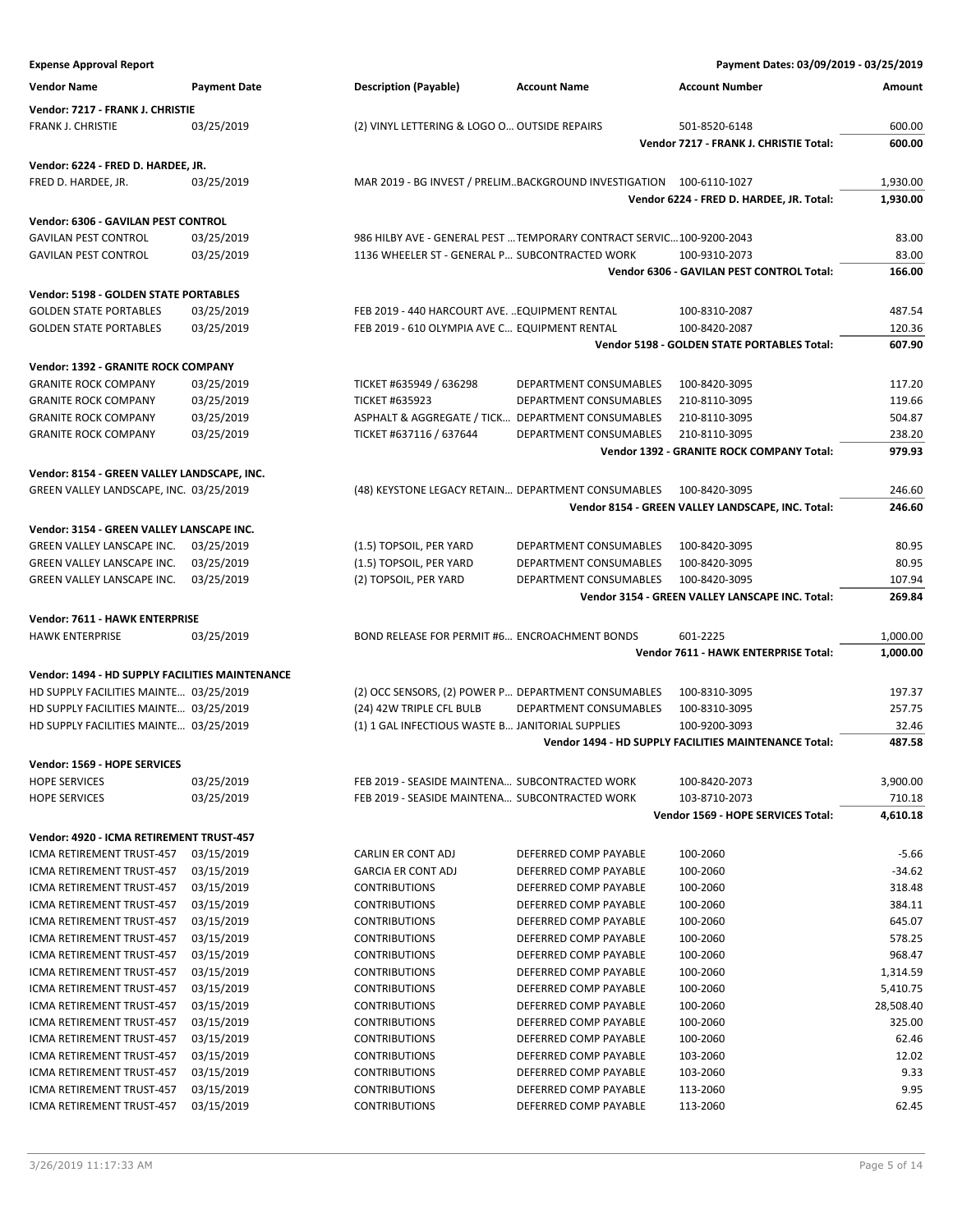**Expense Approval Report** Payment Dates: 03/09/2019 - 03/25/2019

| Vendor Name | Payment Date | Description (Payable) | Account Name | Account Number | Amount |
|---|---|---|---|---|---|
| **Vendor: 7217 - FRANK J. CHRISTIE** | | | | | |
| FRANK J. CHRISTIE | 03/25/2019 | (2) VINYL LETTERING & LOGO O... | OUTSIDE REPAIRS | 501-8520-6148 | 600.00 |
| | | | | **Vendor 7217 - FRANK J. CHRISTIE Total:** | **600.00** |
| **Vendor: 6224 - FRED D. HARDEE, JR.** | | | | | |
| FRED D. HARDEE, JR. | 03/25/2019 | MAR 2019 - BG INVEST / PRELIM... | BACKGROUND INVESTIGATION | 100-6110-1027 | 1,930.00 |
| | | | | **Vendor 6224 - FRED D. HARDEE, JR. Total:** | **1,930.00** |
| **Vendor: 6306 - GAVILAN PEST CONTROL** | | | | | |
| GAVILAN PEST CONTROL | 03/25/2019 | 986 HILBY AVE - GENERAL PEST ... | TEMPORARY CONTRACT SERVIC... | 100-9200-2043 | 83.00 |
| GAVILAN PEST CONTROL | 03/25/2019 | 1136 WHEELER ST - GENERAL P... | SUBCONTRACTED WORK | 100-9310-2073 | 83.00 |
| | | | | **Vendor 6306 - GAVILAN PEST CONTROL Total:** | **166.00** |
| **Vendor: 5198 - GOLDEN STATE PORTABLES** | | | | | |
| GOLDEN STATE PORTABLES | 03/25/2019 | FEB 2019 - 440 HARCOURT AVE. ... | EQUIPMENT RENTAL | 100-8310-2087 | 487.54 |
| GOLDEN STATE PORTABLES | 03/25/2019 | FEB 2019 - 610 OLYMPIA AVE C... | EQUIPMENT RENTAL | 100-8420-2087 | 120.36 |
| | | | | **Vendor 5198 - GOLDEN STATE PORTABLES Total:** | **607.90** |
| **Vendor: 1392 - GRANITE ROCK COMPANY** | | | | | |
| GRANITE ROCK COMPANY | 03/25/2019 | TICKET #635949 / 636298 | DEPARTMENT CONSUMABLES | 100-8420-3095 | 117.20 |
| GRANITE ROCK COMPANY | 03/25/2019 | TICKET #635923 | DEPARTMENT CONSUMABLES | 210-8110-3095 | 119.66 |
| GRANITE ROCK COMPANY | 03/25/2019 | ASPHALT & AGGREGATE / TICK... | DEPARTMENT CONSUMABLES | 210-8110-3095 | 504.87 |
| GRANITE ROCK COMPANY | 03/25/2019 | TICKET #637116 / 637644 | DEPARTMENT CONSUMABLES | 210-8110-3095 | 238.20 |
| | | | | **Vendor 1392 - GRANITE ROCK COMPANY Total:** | **979.93** |
| **Vendor: 8154 - GREEN VALLEY LANDSCAPE, INC.** | | | | | |
| GREEN VALLEY LANDSCAPE, INC. | 03/25/2019 | (48) KEYSTONE LEGACY RETAIN... | DEPARTMENT CONSUMABLES | 100-8420-3095 | 246.60 |
| | | | | **Vendor 8154 - GREEN VALLEY LANDSCAPE, INC. Total:** | **246.60** |
| **Vendor: 3154 - GREEN VALLEY LANSCAPE INC.** | | | | | |
| GREEN VALLEY LANSCAPE INC. | 03/25/2019 | (1.5) TOPSOIL, PER YARD | DEPARTMENT CONSUMABLES | 100-8420-3095 | 80.95 |
| GREEN VALLEY LANSCAPE INC. | 03/25/2019 | (1.5) TOPSOIL, PER YARD | DEPARTMENT CONSUMABLES | 100-8420-3095 | 80.95 |
| GREEN VALLEY LANSCAPE INC. | 03/25/2019 | (2) TOPSOIL, PER YARD | DEPARTMENT CONSUMABLES | 100-8420-3095 | 107.94 |
| | | | | **Vendor 3154 - GREEN VALLEY LANSCAPE INC. Total:** | **269.84** |
| **Vendor: 7611 - HAWK ENTERPRISE** | | | | | |
| HAWK ENTERPRISE | 03/25/2019 | BOND RELEASE FOR PERMIT #6... | ENCROACHMENT BONDS | 601-2225 | 1,000.00 |
| | | | | **Vendor 7611 - HAWK ENTERPRISE Total:** | **1,000.00** |
| **Vendor: 1494 - HD SUPPLY FACILITIES MAINTENANCE** | | | | | |
| HD SUPPLY FACILITIES MAINTE... | 03/25/2019 | (2) OCC SENSORS, (2) POWER P... | DEPARTMENT CONSUMABLES | 100-8310-3095 | 197.37 |
| HD SUPPLY FACILITIES MAINTE... | 03/25/2019 | (24) 42W TRIPLE CFL BULB | DEPARTMENT CONSUMABLES | 100-8310-3095 | 257.75 |
| HD SUPPLY FACILITIES MAINTE... | 03/25/2019 | (1) 1 GAL INFECTIOUS WASTE B... | JANITORIAL SUPPLIES | 100-9200-3093 | 32.46 |
| | | | | **Vendor 1494 - HD SUPPLY FACILITIES MAINTENANCE Total:** | **487.58** |
| **Vendor: 1569 - HOPE SERVICES** | | | | | |
| HOPE SERVICES | 03/25/2019 | FEB 2019 - SEASIDE MAINTENA... | SUBCONTRACTED WORK | 100-8420-2073 | 3,900.00 |
| HOPE SERVICES | 03/25/2019 | FEB 2019 - SEASIDE MAINTENA... | SUBCONTRACTED WORK | 103-8710-2073 | 710.18 |
| | | | | **Vendor 1569 - HOPE SERVICES Total:** | **4,610.18** |
| **Vendor: 4920 - ICMA RETIREMENT TRUST-457** | | | | | |
| ICMA RETIREMENT TRUST-457 | 03/15/2019 | CARLIN ER CONT ADJ | DEFERRED COMP PAYABLE | 100-2060 | -5.66 |
| ICMA RETIREMENT TRUST-457 | 03/15/2019 | GARCIA ER CONT ADJ | DEFERRED COMP PAYABLE | 100-2060 | -34.62 |
| ICMA RETIREMENT TRUST-457 | 03/15/2019 | CONTRIBUTIONS | DEFERRED COMP PAYABLE | 100-2060 | 318.48 |
| ICMA RETIREMENT TRUST-457 | 03/15/2019 | CONTRIBUTIONS | DEFERRED COMP PAYABLE | 100-2060 | 384.11 |
| ICMA RETIREMENT TRUST-457 | 03/15/2019 | CONTRIBUTIONS | DEFERRED COMP PAYABLE | 100-2060 | 645.07 |
| ICMA RETIREMENT TRUST-457 | 03/15/2019 | CONTRIBUTIONS | DEFERRED COMP PAYABLE | 100-2060 | 578.25 |
| ICMA RETIREMENT TRUST-457 | 03/15/2019 | CONTRIBUTIONS | DEFERRED COMP PAYABLE | 100-2060 | 968.47 |
| ICMA RETIREMENT TRUST-457 | 03/15/2019 | CONTRIBUTIONS | DEFERRED COMP PAYABLE | 100-2060 | 1,314.59 |
| ICMA RETIREMENT TRUST-457 | 03/15/2019 | CONTRIBUTIONS | DEFERRED COMP PAYABLE | 100-2060 | 5,410.75 |
| ICMA RETIREMENT TRUST-457 | 03/15/2019 | CONTRIBUTIONS | DEFERRED COMP PAYABLE | 100-2060 | 28,508.40 |
| ICMA RETIREMENT TRUST-457 | 03/15/2019 | CONTRIBUTIONS | DEFERRED COMP PAYABLE | 100-2060 | 325.00 |
| ICMA RETIREMENT TRUST-457 | 03/15/2019 | CONTRIBUTIONS | DEFERRED COMP PAYABLE | 100-2060 | 62.46 |
| ICMA RETIREMENT TRUST-457 | 03/15/2019 | CONTRIBUTIONS | DEFERRED COMP PAYABLE | 103-2060 | 12.02 |
| ICMA RETIREMENT TRUST-457 | 03/15/2019 | CONTRIBUTIONS | DEFERRED COMP PAYABLE | 103-2060 | 9.33 |
| ICMA RETIREMENT TRUST-457 | 03/15/2019 | CONTRIBUTIONS | DEFERRED COMP PAYABLE | 113-2060 | 9.95 |
| ICMA RETIREMENT TRUST-457 | 03/15/2019 | CONTRIBUTIONS | DEFERRED COMP PAYABLE | 113-2060 | 62.45 |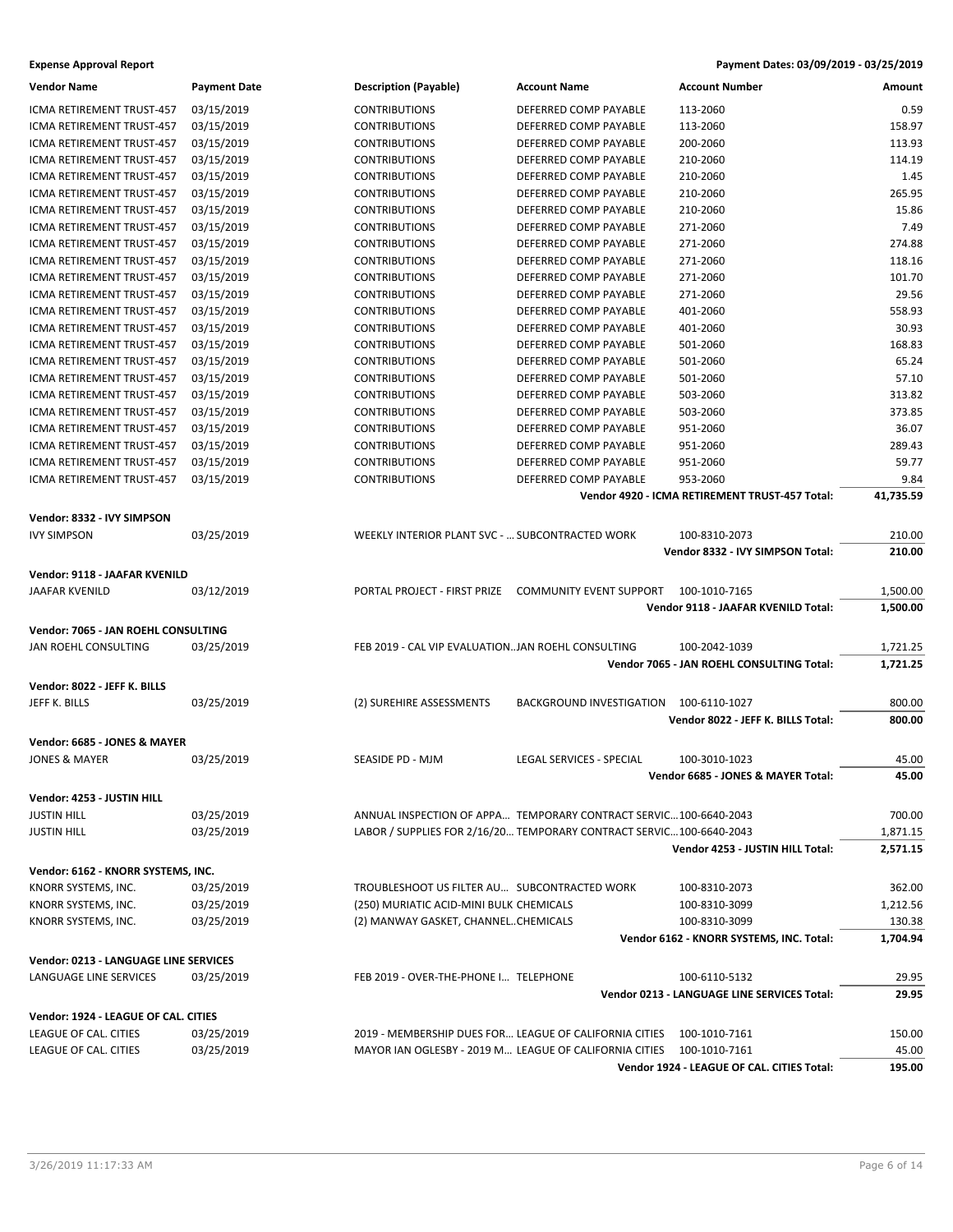**Expense Approval Report** — Payment Dates: 03/09/2019 - 03/25/2019

| Vendor Name | Payment Date | Description (Payable) | Account Name | Account Number | Amount |
|---|---|---|---|---|---|
| ICMA RETIREMENT TRUST-457 | 03/15/2019 | CONTRIBUTIONS | DEFERRED COMP PAYABLE | 113-2060 | 0.59 |
| ICMA RETIREMENT TRUST-457 | 03/15/2019 | CONTRIBUTIONS | DEFERRED COMP PAYABLE | 113-2060 | 158.97 |
| ICMA RETIREMENT TRUST-457 | 03/15/2019 | CONTRIBUTIONS | DEFERRED COMP PAYABLE | 200-2060 | 113.93 |
| ICMA RETIREMENT TRUST-457 | 03/15/2019 | CONTRIBUTIONS | DEFERRED COMP PAYABLE | 210-2060 | 114.19 |
| ICMA RETIREMENT TRUST-457 | 03/15/2019 | CONTRIBUTIONS | DEFERRED COMP PAYABLE | 210-2060 | 1.45 |
| ICMA RETIREMENT TRUST-457 | 03/15/2019 | CONTRIBUTIONS | DEFERRED COMP PAYABLE | 210-2060 | 265.95 |
| ICMA RETIREMENT TRUST-457 | 03/15/2019 | CONTRIBUTIONS | DEFERRED COMP PAYABLE | 210-2060 | 15.86 |
| ICMA RETIREMENT TRUST-457 | 03/15/2019 | CONTRIBUTIONS | DEFERRED COMP PAYABLE | 271-2060 | 7.49 |
| ICMA RETIREMENT TRUST-457 | 03/15/2019 | CONTRIBUTIONS | DEFERRED COMP PAYABLE | 271-2060 | 274.88 |
| ICMA RETIREMENT TRUST-457 | 03/15/2019 | CONTRIBUTIONS | DEFERRED COMP PAYABLE | 271-2060 | 118.16 |
| ICMA RETIREMENT TRUST-457 | 03/15/2019 | CONTRIBUTIONS | DEFERRED COMP PAYABLE | 271-2060 | 101.70 |
| ICMA RETIREMENT TRUST-457 | 03/15/2019 | CONTRIBUTIONS | DEFERRED COMP PAYABLE | 271-2060 | 29.56 |
| ICMA RETIREMENT TRUST-457 | 03/15/2019 | CONTRIBUTIONS | DEFERRED COMP PAYABLE | 401-2060 | 558.93 |
| ICMA RETIREMENT TRUST-457 | 03/15/2019 | CONTRIBUTIONS | DEFERRED COMP PAYABLE | 401-2060 | 30.93 |
| ICMA RETIREMENT TRUST-457 | 03/15/2019 | CONTRIBUTIONS | DEFERRED COMP PAYABLE | 501-2060 | 168.83 |
| ICMA RETIREMENT TRUST-457 | 03/15/2019 | CONTRIBUTIONS | DEFERRED COMP PAYABLE | 501-2060 | 65.24 |
| ICMA RETIREMENT TRUST-457 | 03/15/2019 | CONTRIBUTIONS | DEFERRED COMP PAYABLE | 501-2060 | 57.10 |
| ICMA RETIREMENT TRUST-457 | 03/15/2019 | CONTRIBUTIONS | DEFERRED COMP PAYABLE | 503-2060 | 313.82 |
| ICMA RETIREMENT TRUST-457 | 03/15/2019 | CONTRIBUTIONS | DEFERRED COMP PAYABLE | 503-2060 | 373.85 |
| ICMA RETIREMENT TRUST-457 | 03/15/2019 | CONTRIBUTIONS | DEFERRED COMP PAYABLE | 951-2060 | 36.07 |
| ICMA RETIREMENT TRUST-457 | 03/15/2019 | CONTRIBUTIONS | DEFERRED COMP PAYABLE | 951-2060 | 289.43 |
| ICMA RETIREMENT TRUST-457 | 03/15/2019 | CONTRIBUTIONS | DEFERRED COMP PAYABLE | 951-2060 | 59.77 |
| ICMA RETIREMENT TRUST-457 | 03/15/2019 | CONTRIBUTIONS | DEFERRED COMP PAYABLE | 953-2060 | 9.84 |
| | | | | **Vendor 4920 - ICMA RETIREMENT TRUST-457 Total:** | **41,735.59** |
| **Vendor: 8332 - IVY SIMPSON** | | | | | |
| IVY SIMPSON | 03/25/2019 | WEEKLY INTERIOR PLANT SVC - … | SUBCONTRACTED WORK | 100-8310-2073 | 210.00 |
| | | | | **Vendor 8332 - IVY SIMPSON Total:** | **210.00** |
| **Vendor: 9118 - JAAFAR KVENILD** | | | | | |
| JAAFAR KVENILD | 03/12/2019 | PORTAL PROJECT - FIRST PRIZE | COMMUNITY EVENT SUPPORT | 100-1010-7165 | 1,500.00 |
| | | | | **Vendor 9118 - JAAFAR KVENILD Total:** | **1,500.00** |
| **Vendor: 7065 - JAN ROEHL CONSULTING** | | | | | |
| JAN ROEHL CONSULTING | 03/25/2019 | FEB 2019 - CAL VIP EVALUATION… | JAN ROEHL CONSULTING | 100-2042-1039 | 1,721.25 |
| | | | | **Vendor 7065 - JAN ROEHL CONSULTING Total:** | **1,721.25** |
| **Vendor: 8022 - JEFF K. BILLS** | | | | | |
| JEFF K. BILLS | 03/25/2019 | (2) SUREHIRE ASSESSMENTS | BACKGROUND INVESTIGATION | 100-6110-1027 | 800.00 |
| | | | | **Vendor 8022 - JEFF K. BILLS Total:** | **800.00** |
| **Vendor: 6685 - JONES & MAYER** | | | | | |
| JONES & MAYER | 03/25/2019 | SEASIDE PD - MJM | LEGAL SERVICES - SPECIAL | 100-3010-1023 | 45.00 |
| | | | | **Vendor 6685 - JONES & MAYER Total:** | **45.00** |
| **Vendor: 4253 - JUSTIN HILL** | | | | | |
| JUSTIN HILL | 03/25/2019 | ANNUAL INSPECTION OF APPA… | TEMPORARY CONTRACT SERVIC… | 100-6640-2043 | 700.00 |
| JUSTIN HILL | 03/25/2019 | LABOR / SUPPLIES FOR 2/16/20… | TEMPORARY CONTRACT SERVIC… | 100-6640-2043 | 1,871.15 |
| | | | | **Vendor 4253 - JUSTIN HILL Total:** | **2,571.15** |
| **Vendor: 6162 - KNORR SYSTEMS, INC.** | | | | | |
| KNORR SYSTEMS, INC. | 03/25/2019 | TROUBLESHOOT US FILTER AU… | SUBCONTRACTED WORK | 100-8310-2073 | 362.00 |
| KNORR SYSTEMS, INC. | 03/25/2019 | (250) MURIATIC ACID-MINI BULK | CHEMICALS | 100-8310-3099 | 1,212.56 |
| KNORR SYSTEMS, INC. | 03/25/2019 | (2) MANWAY GASKET, CHANNEL… | CHEMICALS | 100-8310-3099 | 130.38 |
| | | | | **Vendor 6162 - KNORR SYSTEMS, INC. Total:** | **1,704.94** |
| **Vendor: 0213 - LANGUAGE LINE SERVICES** | | | | | |
| LANGUAGE LINE SERVICES | 03/25/2019 | FEB 2019 - OVER-THE-PHONE I… | TELEPHONE | 100-6110-5132 | 29.95 |
| | | | | **Vendor 0213 - LANGUAGE LINE SERVICES Total:** | **29.95** |
| **Vendor: 1924 - LEAGUE OF CAL. CITIES** | | | | | |
| LEAGUE OF CAL. CITIES | 03/25/2019 | 2019 - MEMBERSHIP DUES FOR… | LEAGUE OF CALIFORNIA CITIES | 100-1010-7161 | 150.00 |
| LEAGUE OF CAL. CITIES | 03/25/2019 | MAYOR IAN OGLESBY - 2019 M… | LEAGUE OF CALIFORNIA CITIES | 100-1010-7161 | 45.00 |
| | | | | **Vendor 1924 - LEAGUE OF CAL. CITIES Total:** | **195.00** |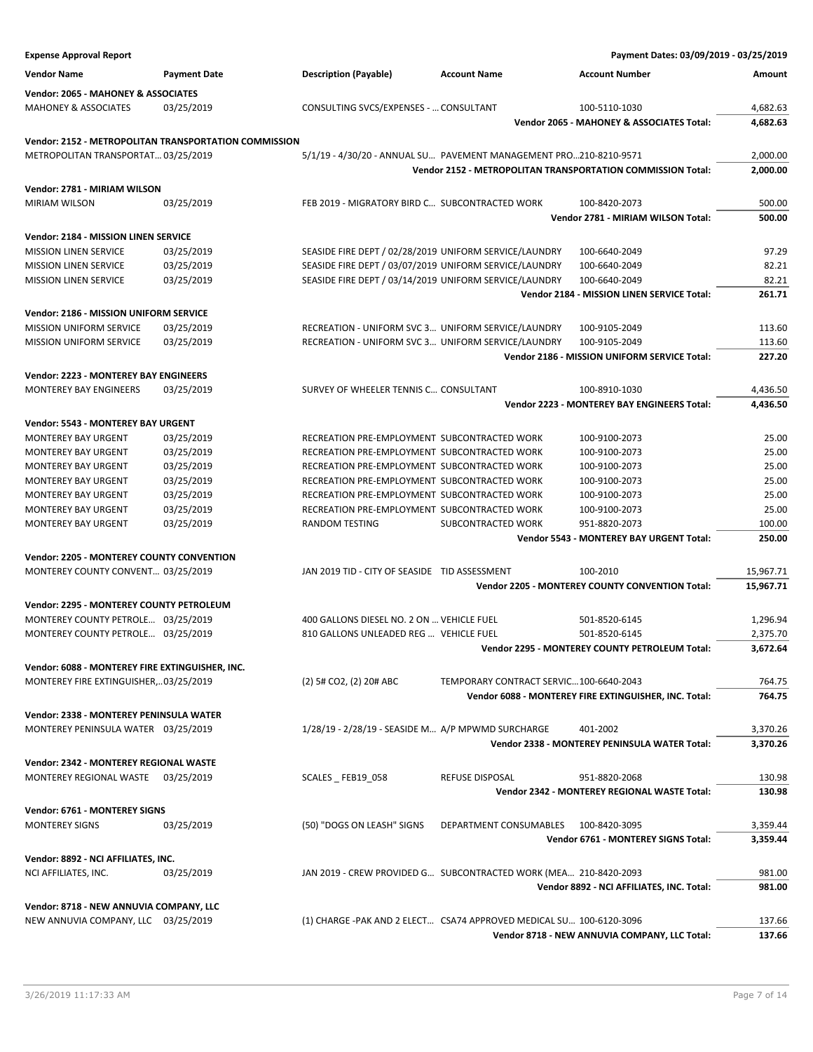**Expense Approval Report** — Payment Dates: 03/09/2019 - 03/25/2019

| Vendor Name | Payment Date | Description (Payable) | Account Name | Account Number | Amount |
|---|---|---|---|---|---|
| **Vendor: 2065 - MAHONEY & ASSOCIATES** | | | | | |
| MAHONEY & ASSOCIATES | 03/25/2019 | CONSULTING SVCS/EXPENSES - ... | CONSULTANT | 100-5110-1030 | 4,682.63 |
| | | | | **Vendor 2065 - MAHONEY & ASSOCIATES Total:** | **4,682.63** |
| **Vendor: 2152 - METROPOLITAN TRANSPORTATION COMMISSION** | | | | | |
| METROPOLITAN TRANSPORTAT... | 03/25/2019 | 5/1/19 - 4/30/20 - ANNUAL SU... | PAVEMENT MANAGEMENT PRO... | 210-8210-9571 | 2,000.00 |
| | | | | **Vendor 2152 - METROPOLITAN TRANSPORTATION COMMISSION Total:** | **2,000.00** |
| **Vendor: 2781 - MIRIAM WILSON** | | | | | |
| MIRIAM WILSON | 03/25/2019 | FEB 2019 - MIGRATORY BIRD C... | SUBCONTRACTED WORK | 100-8420-2073 | 500.00 |
| | | | | **Vendor 2781 - MIRIAM WILSON Total:** | **500.00** |
| **Vendor: 2184 - MISSION LINEN SERVICE** | | | | | |
| MISSION LINEN SERVICE | 03/25/2019 | SEASIDE FIRE DEPT / 02/28/2019 | UNIFORM SERVICE/LAUNDRY | 100-6640-2049 | 97.29 |
| MISSION LINEN SERVICE | 03/25/2019 | SEASIDE FIRE DEPT / 03/07/2019 | UNIFORM SERVICE/LAUNDRY | 100-6640-2049 | 82.21 |
| MISSION LINEN SERVICE | 03/25/2019 | SEASIDE FIRE DEPT / 03/14/2019 | UNIFORM SERVICE/LAUNDRY | 100-6640-2049 | 82.21 |
| | | | | **Vendor 2184 - MISSION LINEN SERVICE Total:** | **261.71** |
| **Vendor: 2186 - MISSION UNIFORM SERVICE** | | | | | |
| MISSION UNIFORM SERVICE | 03/25/2019 | RECREATION - UNIFORM SVC 3... | UNIFORM SERVICE/LAUNDRY | 100-9105-2049 | 113.60 |
| MISSION UNIFORM SERVICE | 03/25/2019 | RECREATION - UNIFORM SVC 3... | UNIFORM SERVICE/LAUNDRY | 100-9105-2049 | 113.60 |
| | | | | **Vendor 2186 - MISSION UNIFORM SERVICE Total:** | **227.20** |
| **Vendor: 2223 - MONTEREY BAY ENGINEERS** | | | | | |
| MONTEREY BAY ENGINEERS | 03/25/2019 | SURVEY OF WHEELER TENNIS C... | CONSULTANT | 100-8910-1030 | 4,436.50 |
| | | | | **Vendor 2223 - MONTEREY BAY ENGINEERS Total:** | **4,436.50** |
| **Vendor: 5543 - MONTEREY BAY URGENT** | | | | | |
| MONTEREY BAY URGENT | 03/25/2019 | RECREATION PRE-EMPLOYMENT | SUBCONTRACTED WORK | 100-9100-2073 | 25.00 |
| MONTEREY BAY URGENT | 03/25/2019 | RECREATION PRE-EMPLOYMENT | SUBCONTRACTED WORK | 100-9100-2073 | 25.00 |
| MONTEREY BAY URGENT | 03/25/2019 | RECREATION PRE-EMPLOYMENT | SUBCONTRACTED WORK | 100-9100-2073 | 25.00 |
| MONTEREY BAY URGENT | 03/25/2019 | RECREATION PRE-EMPLOYMENT | SUBCONTRACTED WORK | 100-9100-2073 | 25.00 |
| MONTEREY BAY URGENT | 03/25/2019 | RECREATION PRE-EMPLOYMENT | SUBCONTRACTED WORK | 100-9100-2073 | 25.00 |
| MONTEREY BAY URGENT | 03/25/2019 | RECREATION PRE-EMPLOYMENT | SUBCONTRACTED WORK | 100-9100-2073 | 25.00 |
| MONTEREY BAY URGENT | 03/25/2019 | RANDOM TESTING | SUBCONTRACTED WORK | 951-8820-2073 | 100.00 |
| | | | | **Vendor 5543 - MONTEREY BAY URGENT Total:** | **250.00** |
| **Vendor: 2205 - MONTEREY COUNTY CONVENTION** | | | | | |
| MONTEREY COUNTY CONVENT... | 03/25/2019 | JAN 2019 TID - CITY OF SEASIDE | TID ASSESSMENT | 100-2010 | 15,967.71 |
| | | | | **Vendor 2205 - MONTEREY COUNTY CONVENTION Total:** | **15,967.71** |
| **Vendor: 2295 - MONTEREY COUNTY PETROLEUM** | | | | | |
| MONTEREY COUNTY PETROLE... | 03/25/2019 | 400 GALLONS DIESEL NO. 2 ON ... | VEHICLE FUEL | 501-8520-6145 | 1,296.94 |
| MONTEREY COUNTY PETROLE... | 03/25/2019 | 810 GALLONS UNLEADED REG ... | VEHICLE FUEL | 501-8520-6145 | 2,375.70 |
| | | | | **Vendor 2295 - MONTEREY COUNTY PETROLEUM Total:** | **3,672.64** |
| **Vendor: 6088 - MONTEREY FIRE EXTINGUISHER, INC.** | | | | | |
| MONTEREY FIRE EXTINGUISHER,... | 03/25/2019 | (2) 5# CO2, (2) 20# ABC | TEMPORARY CONTRACT SERVIC... | 100-6640-2043 | 764.75 |
| | | | | **Vendor 6088 - MONTEREY FIRE EXTINGUISHER, INC. Total:** | **764.75** |
| **Vendor: 2338 - MONTEREY PENINSULA WATER** | | | | | |
| MONTEREY PENINSULA WATER | 03/25/2019 | 1/28/19 - 2/28/19 - SEASIDE M... | A/P MPWMD SURCHARGE | 401-2002 | 3,370.26 |
| | | | | **Vendor 2338 - MONTEREY PENINSULA WATER Total:** | **3,370.26** |
| **Vendor: 2342 - MONTEREY REGIONAL WASTE** | | | | | |
| MONTEREY REGIONAL WASTE | 03/25/2019 | SCALES _ FEB19_058 | REFUSE DISPOSAL | 951-8820-2068 | 130.98 |
| | | | | **Vendor 2342 - MONTEREY REGIONAL WASTE Total:** | **130.98** |
| **Vendor: 6761 - MONTEREY SIGNS** | | | | | |
| MONTEREY SIGNS | 03/25/2019 | (50) "DOGS ON LEASH" SIGNS | DEPARTMENT CONSUMABLES | 100-8420-3095 | 3,359.44 |
| | | | | **Vendor 6761 - MONTEREY SIGNS Total:** | **3,359.44** |
| **Vendor: 8892 - NCI AFFILIATES, INC.** | | | | | |
| NCI AFFILIATES, INC. | 03/25/2019 | JAN 2019 - CREW PROVIDED G... | SUBCONTRACTED WORK (MEA... | 210-8420-2093 | 981.00 |
| | | | | **Vendor 8892 - NCI AFFILIATES, INC. Total:** | **981.00** |
| **Vendor: 8718 - NEW ANNUVIA COMPANY, LLC** | | | | | |
| NEW ANNUVIA COMPANY, LLC | 03/25/2019 | (1) CHARGE -PAK AND 2 ELECT... | CSA74 APPROVED MEDICAL SU... | 100-6120-3096 | 137.66 |
| | | | | **Vendor 8718 - NEW ANNUVIA COMPANY, LLC Total:** | **137.66** |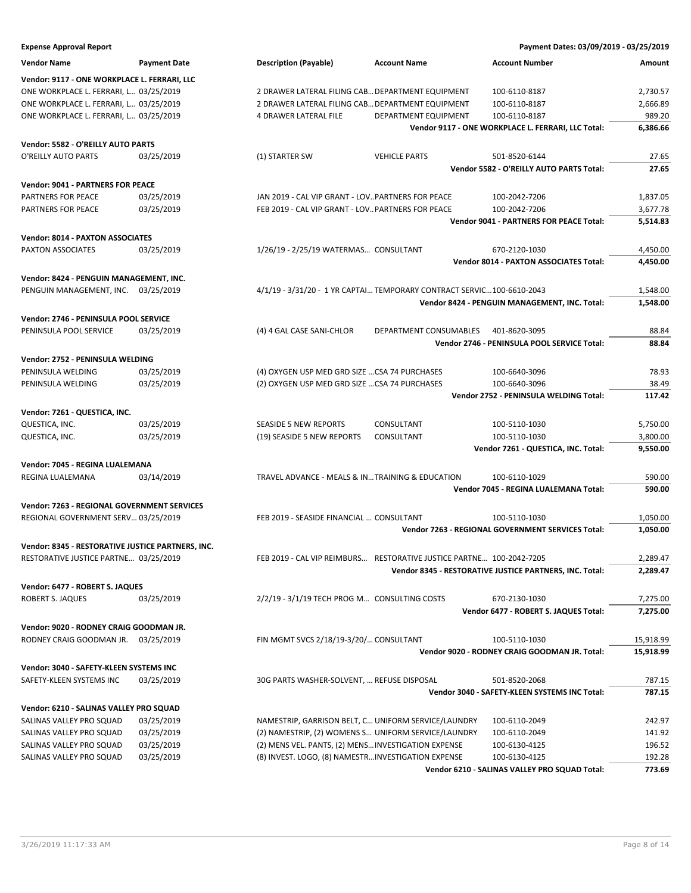**Expense Approval Report** | **Payment Dates: 03/09/2019 - 03/25/2019**

| Vendor Name | Payment Date | Description (Payable) | Account Name | Account Number | Amount |
|---|---|---|---|---|---|
| **Vendor: 9117 - ONE WORKPLACE L. FERRARI, LLC** | | | | | |
| ONE WORKPLACE L. FERRARI, L... | 03/25/2019 | 2 DRAWER LATERAL FILING CAB... | DEPARTMENT EQUIPMENT | 100-6110-8187 | 2,730.57 |
| ONE WORKPLACE L. FERRARI, L... | 03/25/2019 | 2 DRAWER LATERAL FILING CAB... | DEPARTMENT EQUIPMENT | 100-6110-8187 | 2,666.89 |
| ONE WORKPLACE L. FERRARI, L... | 03/25/2019 | 4 DRAWER LATERAL FILE | DEPARTMENT EQUIPMENT | 100-6110-8187 | 989.20 |
| | | | | **Vendor 9117 - ONE WORKPLACE L. FERRARI, LLC Total:** | **6,386.66** |
| **Vendor: 5582 - O'REILLY AUTO PARTS** | | | | | |
| O'REILLY AUTO PARTS | 03/25/2019 | (1) STARTER SW | VEHICLE PARTS | 501-8520-6144 | 27.65 |
| | | | | **Vendor 5582 - O'REILLY AUTO PARTS Total:** | **27.65** |
| **Vendor: 9041 - PARTNERS FOR PEACE** | | | | | |
| PARTNERS FOR PEACE | 03/25/2019 | JAN 2019 - CAL VIP GRANT - LOV... | PARTNERS FOR PEACE | 100-2042-7206 | 1,837.05 |
| PARTNERS FOR PEACE | 03/25/2019 | FEB 2019 - CAL VIP GRANT - LOV... | PARTNERS FOR PEACE | 100-2042-7206 | 3,677.78 |
| | | | | **Vendor 9041 - PARTNERS FOR PEACE Total:** | **5,514.83** |
| **Vendor: 8014 - PAXTON ASSOCIATES** | | | | | |
| PAXTON ASSOCIATES | 03/25/2019 | 1/26/19 - 2/25/19 WATERMAS... | CONSULTANT | 670-2120-1030 | 4,450.00 |
| | | | | **Vendor 8014 - PAXTON ASSOCIATES Total:** | **4,450.00** |
| **Vendor: 8424 - PENGUIN MANAGEMENT, INC.** | | | | | |
| PENGUIN MANAGEMENT, INC. | 03/25/2019 | 4/1/19 - 3/31/20 - 1 YR CAPTAI... | TEMPORARY CONTRACT SERVIC... | 100-6610-2043 | 1,548.00 |
| | | | | **Vendor 8424 - PENGUIN MANAGEMENT, INC. Total:** | **1,548.00** |
| **Vendor: 2746 - PENINSULA POOL SERVICE** | | | | | |
| PENINSULA POOL SERVICE | 03/25/2019 | (4) 4 GAL CASE SANI-CHLOR | DEPARTMENT CONSUMABLES | 401-8620-3095 | 88.84 |
| | | | | **Vendor 2746 - PENINSULA POOL SERVICE Total:** | **88.84** |
| **Vendor: 2752 - PENINSULA WELDING** | | | | | |
| PENINSULA WELDING | 03/25/2019 | (4) OXYGEN USP MED GRD SIZE ... | CSA 74 PURCHASES | 100-6640-3096 | 78.93 |
| PENINSULA WELDING | 03/25/2019 | (2) OXYGEN USP MED GRD SIZE ... | CSA 74 PURCHASES | 100-6640-3096 | 38.49 |
| | | | | **Vendor 2752 - PENINSULA WELDING Total:** | **117.42** |
| **Vendor: 7261 - QUESTICA, INC.** | | | | | |
| QUESTICA, INC. | 03/25/2019 | SEASIDE 5 NEW REPORTS | CONSULTANT | 100-5110-1030 | 5,750.00 |
| QUESTICA, INC. | 03/25/2019 | (19) SEASIDE 5 NEW REPORTS | CONSULTANT | 100-5110-1030 | 3,800.00 |
| | | | | **Vendor 7261 - QUESTICA, INC. Total:** | **9,550.00** |
| **Vendor: 7045 - REGINA LUALEMANA** | | | | | |
| REGINA LUALEMANA | 03/14/2019 | TRAVEL ADVANCE - MEALS & IN... | TRAINING & EDUCATION | 100-6110-1029 | 590.00 |
| | | | | **Vendor 7045 - REGINA LUALEMANA Total:** | **590.00** |
| **Vendor: 7263 - REGIONAL GOVERNMENT SERVICES** | | | | | |
| REGIONAL GOVERNMENT SERV... | 03/25/2019 | FEB 2019 - SEASIDE FINANCIAL ... | CONSULTANT | 100-5110-1030 | 1,050.00 |
| | | | | **Vendor 7263 - REGIONAL GOVERNMENT SERVICES Total:** | **1,050.00** |
| **Vendor: 8345 - RESTORATIVE JUSTICE PARTNERS, INC.** | | | | | |
| RESTORATIVE JUSTICE PARTNE... | 03/25/2019 | FEB 2019 - CAL VIP REIMBURS... | RESTORATIVE JUSTICE PARTNE... | 100-2042-7205 | 2,289.47 |
| | | | | **Vendor 8345 - RESTORATIVE JUSTICE PARTNERS, INC. Total:** | **2,289.47** |
| **Vendor: 6477 - ROBERT S. JAQUES** | | | | | |
| ROBERT S. JAQUES | 03/25/2019 | 2/2/19 - 3/1/19 TECH PROG M... | CONSULTING COSTS | 670-2130-1030 | 7,275.00 |
| | | | | **Vendor 6477 - ROBERT S. JAQUES Total:** | **7,275.00** |
| **Vendor: 9020 - RODNEY CRAIG GOODMAN JR.** | | | | | |
| RODNEY CRAIG GOODMAN JR. | 03/25/2019 | FIN MGMT SVCS 2/18/19-3/20/... | CONSULTANT | 100-5110-1030 | 15,918.99 |
| | | | | **Vendor 9020 - RODNEY CRAIG GOODMAN JR. Total:** | **15,918.99** |
| **Vendor: 3040 - SAFETY-KLEEN SYSTEMS INC** | | | | | |
| SAFETY-KLEEN SYSTEMS INC | 03/25/2019 | 30G PARTS WASHER-SOLVENT, ... | REFUSE DISPOSAL | 501-8520-2068 | 787.15 |
| | | | | **Vendor 3040 - SAFETY-KLEEN SYSTEMS INC Total:** | **787.15** |
| **Vendor: 6210 - SALINAS VALLEY PRO SQUAD** | | | | | |
| SALINAS VALLEY PRO SQUAD | 03/25/2019 | NAMESTRIP, GARRISON BELT, C... | UNIFORM SERVICE/LAUNDRY | 100-6110-2049 | 242.97 |
| SALINAS VALLEY PRO SQUAD | 03/25/2019 | (2) NAMESTRIP, (2) WOMENS S... | UNIFORM SERVICE/LAUNDRY | 100-6110-2049 | 141.92 |
| SALINAS VALLEY PRO SQUAD | 03/25/2019 | (2) MENS VEL. PANTS, (2) MENS... | INVESTIGATION EXPENSE | 100-6130-4125 | 196.52 |
| SALINAS VALLEY PRO SQUAD | 03/25/2019 | (8) INVEST. LOGO, (8) NAMESTR... | INVESTIGATION EXPENSE | 100-6130-4125 | 192.28 |
| | | | | **Vendor 6210 - SALINAS VALLEY PRO SQUAD Total:** | **773.69** |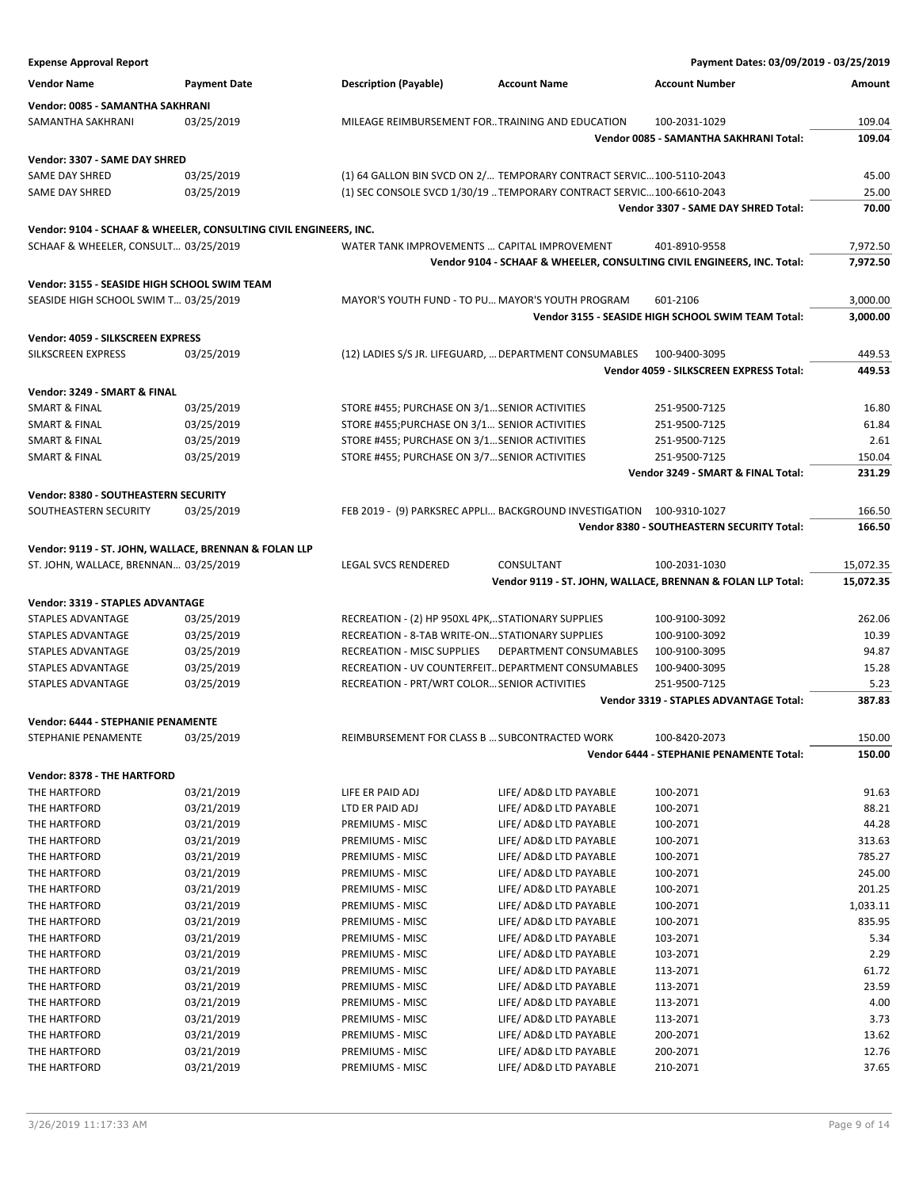**Expense Approval Report** — Payment Dates: 03/09/2019 - 03/25/2019

| Vendor Name | Payment Date | Description (Payable) | Account Name | Account Number | Amount |
|---|---|---|---|---|---|
| **Vendor: 0085 - SAMANTHA SAKHRANI** | | | | | |
| SAMANTHA SAKHRANI | 03/25/2019 | MILEAGE REIMBURSEMENT FOR… | TRAINING AND EDUCATION | 100-2031-1029 | 109.04 |
| | | | | **Vendor 0085 - SAMANTHA SAKHRANI Total:** | **109.04** |
| **Vendor: 3307 - SAME DAY SHRED** | | | | | |
| SAME DAY SHRED | 03/25/2019 | (1) 64 GALLON BIN SVCD ON 2/… | TEMPORARY CONTRACT SERVIC… | 100-5110-2043 | 45.00 |
| SAME DAY SHRED | 03/25/2019 | (1) SEC CONSOLE SVCD 1/30/19 … | TEMPORARY CONTRACT SERVIC… | 100-6610-2043 | 25.00 |
| | | | | **Vendor 3307 - SAME DAY SHRED Total:** | **70.00** |
| **Vendor: 9104 - SCHAAF & WHEELER, CONSULTING CIVIL ENGINEERS, INC.** | | | | | |
| SCHAAF & WHEELER, CONSULT… | 03/25/2019 | WATER TANK IMPROVEMENTS … | CAPITAL IMPROVEMENT | 401-8910-9558 | 7,972.50 |
| | | | | **Vendor 9104 - SCHAAF & WHEELER, CONSULTING CIVIL ENGINEERS, INC. Total:** | **7,972.50** |
| **Vendor: 3155 - SEASIDE HIGH SCHOOL SWIM TEAM** | | | | | |
| SEASIDE HIGH SCHOOL SWIM T… | 03/25/2019 | MAYOR'S YOUTH FUND - TO PU… | MAYOR'S YOUTH PROGRAM | 601-2106 | 3,000.00 |
| | | | | **Vendor 3155 - SEASIDE HIGH SCHOOL SWIM TEAM Total:** | **3,000.00** |
| **Vendor: 4059 - SILKSCREEN EXPRESS** | | | | | |
| SILKSCREEN EXPRESS | 03/25/2019 | (12) LADIES S/S JR. LIFEGUARD, … | DEPARTMENT CONSUMABLES | 100-9400-3095 | 449.53 |
| | | | | **Vendor 4059 - SILKSCREEN EXPRESS Total:** | **449.53** |
| **Vendor: 3249 - SMART & FINAL** | | | | | |
| SMART & FINAL | 03/25/2019 | STORE #455; PURCHASE ON 3/1… | SENIOR ACTIVITIES | 251-9500-7125 | 16.80 |
| SMART & FINAL | 03/25/2019 | STORE #455;PURCHASE ON 3/1… | SENIOR ACTIVITIES | 251-9500-7125 | 61.84 |
| SMART & FINAL | 03/25/2019 | STORE #455; PURCHASE ON 3/1… | SENIOR ACTIVITIES | 251-9500-7125 | 2.61 |
| SMART & FINAL | 03/25/2019 | STORE #455; PURCHASE ON 3/7… | SENIOR ACTIVITIES | 251-9500-7125 | 150.04 |
| | | | | **Vendor 3249 - SMART & FINAL Total:** | **231.29** |
| **Vendor: 8380 - SOUTHEASTERN SECURITY** | | | | | |
| SOUTHEASTERN SECURITY | 03/25/2019 | FEB 2019 - (9) PARKSREC APPLI… | BACKGROUND INVESTIGATION | 100-9310-1027 | 166.50 |
| | | | | **Vendor 8380 - SOUTHEASTERN SECURITY Total:** | **166.50** |
| **Vendor: 9119 - ST. JOHN, WALLACE, BRENNAN & FOLAN LLP** | | | | | |
| ST. JOHN, WALLACE, BRENNAN… | 03/25/2019 | LEGAL SVCS RENDERED | CONSULTANT | 100-2031-1030 | 15,072.35 |
| | | | | **Vendor 9119 - ST. JOHN, WALLACE, BRENNAN & FOLAN LLP Total:** | **15,072.35** |
| **Vendor: 3319 - STAPLES ADVANTAGE** | | | | | |
| STAPLES ADVANTAGE | 03/25/2019 | RECREATION - (2) HP 950XL 4PK,… | STATIONARY SUPPLIES | 100-9100-3092 | 262.06 |
| STAPLES ADVANTAGE | 03/25/2019 | RECREATION - 8-TAB WRITE-ON… | STATIONARY SUPPLIES | 100-9100-3092 | 10.39 |
| STAPLES ADVANTAGE | 03/25/2019 | RECREATION - MISC SUPPLIES | DEPARTMENT CONSUMABLES | 100-9100-3095 | 94.87 |
| STAPLES ADVANTAGE | 03/25/2019 | RECREATION - UV COUNTERFEIT… | DEPARTMENT CONSUMABLES | 100-9400-3095 | 15.28 |
| STAPLES ADVANTAGE | 03/25/2019 | RECREATION - PRT/WRT COLOR… | SENIOR ACTIVITIES | 251-9500-7125 | 5.23 |
| | | | | **Vendor 3319 - STAPLES ADVANTAGE Total:** | **387.83** |
| **Vendor: 6444 - STEPHANIE PENAMENTE** | | | | | |
| STEPHANIE PENAMENTE | 03/25/2019 | REIMBURSEMENT FOR CLASS B … | SUBCONTRACTED WORK | 100-8420-2073 | 150.00 |
| | | | | **Vendor 6444 - STEPHANIE PENAMENTE Total:** | **150.00** |
| **Vendor: 8378 - THE HARTFORD** | | | | | |
| THE HARTFORD | 03/21/2019 | LIFE ER PAID ADJ | LIFE/ AD&D LTD PAYABLE | 100-2071 | 91.63 |
| THE HARTFORD | 03/21/2019 | LTD ER PAID ADJ | LIFE/ AD&D LTD PAYABLE | 100-2071 | 88.21 |
| THE HARTFORD | 03/21/2019 | PREMIUMS - MISC | LIFE/ AD&D LTD PAYABLE | 100-2071 | 44.28 |
| THE HARTFORD | 03/21/2019 | PREMIUMS - MISC | LIFE/ AD&D LTD PAYABLE | 100-2071 | 313.63 |
| THE HARTFORD | 03/21/2019 | PREMIUMS - MISC | LIFE/ AD&D LTD PAYABLE | 100-2071 | 785.27 |
| THE HARTFORD | 03/21/2019 | PREMIUMS - MISC | LIFE/ AD&D LTD PAYABLE | 100-2071 | 245.00 |
| THE HARTFORD | 03/21/2019 | PREMIUMS - MISC | LIFE/ AD&D LTD PAYABLE | 100-2071 | 201.25 |
| THE HARTFORD | 03/21/2019 | PREMIUMS - MISC | LIFE/ AD&D LTD PAYABLE | 100-2071 | 1,033.11 |
| THE HARTFORD | 03/21/2019 | PREMIUMS - MISC | LIFE/ AD&D LTD PAYABLE | 100-2071 | 835.95 |
| THE HARTFORD | 03/21/2019 | PREMIUMS - MISC | LIFE/ AD&D LTD PAYABLE | 103-2071 | 5.34 |
| THE HARTFORD | 03/21/2019 | PREMIUMS - MISC | LIFE/ AD&D LTD PAYABLE | 103-2071 | 2.29 |
| THE HARTFORD | 03/21/2019 | PREMIUMS - MISC | LIFE/ AD&D LTD PAYABLE | 113-2071 | 61.72 |
| THE HARTFORD | 03/21/2019 | PREMIUMS - MISC | LIFE/ AD&D LTD PAYABLE | 113-2071 | 23.59 |
| THE HARTFORD | 03/21/2019 | PREMIUMS - MISC | LIFE/ AD&D LTD PAYABLE | 113-2071 | 4.00 |
| THE HARTFORD | 03/21/2019 | PREMIUMS - MISC | LIFE/ AD&D LTD PAYABLE | 113-2071 | 3.73 |
| THE HARTFORD | 03/21/2019 | PREMIUMS - MISC | LIFE/ AD&D LTD PAYABLE | 200-2071 | 13.62 |
| THE HARTFORD | 03/21/2019 | PREMIUMS - MISC | LIFE/ AD&D LTD PAYABLE | 200-2071 | 12.76 |
| THE HARTFORD | 03/21/2019 | PREMIUMS - MISC | LIFE/ AD&D LTD PAYABLE | 210-2071 | 37.65 |

3/26/2019 11:17:33 AM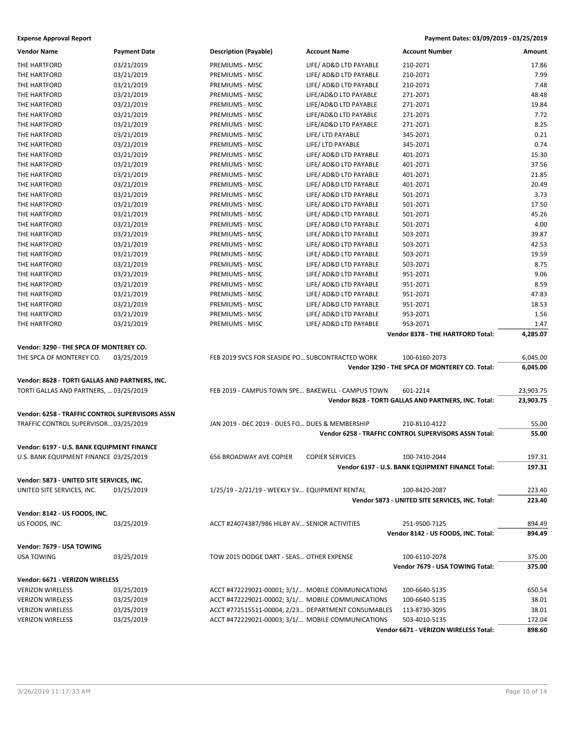**Expense Approval Report** | **Payment Dates: 03/09/2019 - 03/25/2019**

| Vendor Name | Payment Date | Description (Payable) | Account Name | Account Number | Amount |
|---|---|---|---|---|---|
| THE HARTFORD | 03/21/2019 | PREMIUMS - MISC | LIFE/ AD&D LTD PAYABLE | 210-2071 | 17.86 |
| THE HARTFORD | 03/21/2019 | PREMIUMS - MISC | LIFE/ AD&D LTD PAYABLE | 210-2071 | 7.99 |
| THE HARTFORD | 03/21/2019 | PREMIUMS - MISC | LIFE/ AD&D LTD PAYABLE | 210-2071 | 7.48 |
| THE HARTFORD | 03/21/2019 | PREMIUMS - MISC | LIFE/AD&D LTD PAYABLE | 271-2071 | 48.48 |
| THE HARTFORD | 03/21/2019 | PREMIUMS - MISC | LIFE/AD&D LTD PAYABLE | 271-2071 | 19.84 |
| THE HARTFORD | 03/21/2019 | PREMIUMS - MISC | LIFE/AD&D LTD PAYABLE | 271-2071 | 7.72 |
| THE HARTFORD | 03/21/2019 | PREMIUMS - MISC | LIFE/AD&D LTD PAYABLE | 271-2071 | 8.25 |
| THE HARTFORD | 03/21/2019 | PREMIUMS - MISC | LIFE/ LTD PAYABLE | 345-2071 | 0.21 |
| THE HARTFORD | 03/21/2019 | PREMIUMS - MISC | LIFE/ LTD PAYABLE | 345-2071 | 0.74 |
| THE HARTFORD | 03/21/2019 | PREMIUMS - MISC | LIFE/ AD&D LTD PAYABLE | 401-2071 | 15.30 |
| THE HARTFORD | 03/21/2019 | PREMIUMS - MISC | LIFE/ AD&D LTD PAYABLE | 401-2071 | 37.56 |
| THE HARTFORD | 03/21/2019 | PREMIUMS - MISC | LIFE/ AD&D LTD PAYABLE | 401-2071 | 21.85 |
| THE HARTFORD | 03/21/2019 | PREMIUMS - MISC | LIFE/ AD&D LTD PAYABLE | 401-2071 | 20.49 |
| THE HARTFORD | 03/21/2019 | PREMIUMS - MISC | LIFE/ AD&D LTD PAYABLE | 501-2071 | 3.73 |
| THE HARTFORD | 03/21/2019 | PREMIUMS - MISC | LIFE/ AD&D LTD PAYABLE | 501-2071 | 17.50 |
| THE HARTFORD | 03/21/2019 | PREMIUMS - MISC | LIFE/ AD&D LTD PAYABLE | 501-2071 | 45.26 |
| THE HARTFORD | 03/21/2019 | PREMIUMS - MISC | LIFE/ AD&D LTD PAYABLE | 501-2071 | 4.00 |
| THE HARTFORD | 03/21/2019 | PREMIUMS - MISC | LIFE/ AD&D LTD PAYABLE | 503-2071 | 39.87 |
| THE HARTFORD | 03/21/2019 | PREMIUMS - MISC | LIFE/ AD&D LTD PAYABLE | 503-2071 | 42.53 |
| THE HARTFORD | 03/21/2019 | PREMIUMS - MISC | LIFE/ AD&D LTD PAYABLE | 503-2071 | 19.59 |
| THE HARTFORD | 03/21/2019 | PREMIUMS - MISC | LIFE/ AD&D LTD PAYABLE | 503-2071 | 8.75 |
| THE HARTFORD | 03/21/2019 | PREMIUMS - MISC | LIFE/ AD&D LTD PAYABLE | 951-2071 | 9.06 |
| THE HARTFORD | 03/21/2019 | PREMIUMS - MISC | LIFE/ AD&D LTD PAYABLE | 951-2071 | 8.59 |
| THE HARTFORD | 03/21/2019 | PREMIUMS - MISC | LIFE/ AD&D LTD PAYABLE | 951-2071 | 47.83 |
| THE HARTFORD | 03/21/2019 | PREMIUMS - MISC | LIFE/ AD&D LTD PAYABLE | 951-2071 | 18.53 |
| THE HARTFORD | 03/21/2019 | PREMIUMS - MISC | LIFE/ AD&D LTD PAYABLE | 953-2071 | 1.56 |
| THE HARTFORD | 03/21/2019 | PREMIUMS - MISC | LIFE/ AD&D LTD PAYABLE | 953-2071 | 1.47 |
| | | | | **Vendor 8378 - THE HARTFORD Total:** | **4,285.07** |
| **Vendor: 3290 - THE SPCA OF MONTEREY CO.** | | | | | |
| THE SPCA OF MONTEREY CO. | 03/25/2019 | FEB 2019 SVCS FOR SEASIDE PO... | SUBCONTRACTED WORK | 100-6160-2073 | 6,045.00 |
| | | | | **Vendor 3290 - THE SPCA OF MONTEREY CO. Total:** | **6,045.00** |
| **Vendor: 8628 - TORTI GALLAS AND PARTNERS, INC.** | | | | | |
| TORTI GALLAS AND PARTNERS, ... | 03/25/2019 | FEB 2019 - CAMPUS TOWN SPE... | BAKEWELL - CAMPUS TOWN | 601-2214 | 23,903.75 |
| | | | | **Vendor 8628 - TORTI GALLAS AND PARTNERS, INC. Total:** | **23,903.75** |
| **Vendor: 6258 - TRAFFIC CONTROL SUPERVISORS ASSN** | | | | | |
| TRAFFIC CONTROL SUPERVISOR... | 03/25/2019 | JAN 2019 - DEC 2019 - DUES FO... | DUES & MEMBERSHIP | 210-8110-4122 | 55.00 |
| | | | | **Vendor 6258 - TRAFFIC CONTROL SUPERVISORS ASSN Total:** | **55.00** |
| **Vendor: 6197 - U.S. BANK EQUIPMENT FINANCE** | | | | | |
| U.S. BANK EQUIPMENT FINANCE | 03/25/2019 | 656 BROADWAY AVE COPIER | COPIER SERVICES | 100-7410-2044 | 197.31 |
| | | | | **Vendor 6197 - U.S. BANK EQUIPMENT FINANCE Total:** | **197.31** |
| **Vendor: 5873 - UNITED SITE SERVICES, INC.** | | | | | |
| UNITED SITE SERVICES, INC. | 03/25/2019 | 1/25/19 - 2/21/19 - WEEKLY SV... | EQUIPMENT RENTAL | 100-8420-2087 | 223.40 |
| | | | | **Vendor 5873 - UNITED SITE SERVICES, INC. Total:** | **223.40** |
| **Vendor: 8142 - US FOODS, INC.** | | | | | |
| US FOODS, INC. | 03/25/2019 | ACCT #24074387/986 HILBY AV... | SENIOR ACTIVITIES | 251-9500-7125 | 894.49 |
| | | | | **Vendor 8142 - US FOODS, INC. Total:** | **894.49** |
| **Vendor: 7679 - USA TOWING** | | | | | |
| USA TOWING | 03/25/2019 | TOW 2015 DODGE DART - SEAS... | OTHER EXPENSE | 100-6110-2078 | 375.00 |
| | | | | **Vendor 7679 - USA TOWING Total:** | **375.00** |
| **Vendor: 6671 - VERIZON WIRELESS** | | | | | |
| VERIZON WIRELESS | 03/25/2019 | ACCT #472229021-00001; 3/1/... | MOBILE COMMUNICATIONS | 100-6640-5135 | 650.54 |
| VERIZON WIRELESS | 03/25/2019 | ACCT #472229021-00002; 3/1/... | MOBILE COMMUNICATIONS | 100-6640-5135 | 38.01 |
| VERIZON WIRELESS | 03/25/2019 | ACCT #772515511-00004; 2/23... | DEPARTMENT CONSUMABLES | 113-8730-3095 | 38.01 |
| VERIZON WIRELESS | 03/25/2019 | ACCT #472229021-00003; 3/1/... | MOBILE COMMUNICATIONS | 503-4010-5135 | 172.04 |
| | | | | **Vendor 6671 - VERIZON WIRELESS Total:** | **898.60** |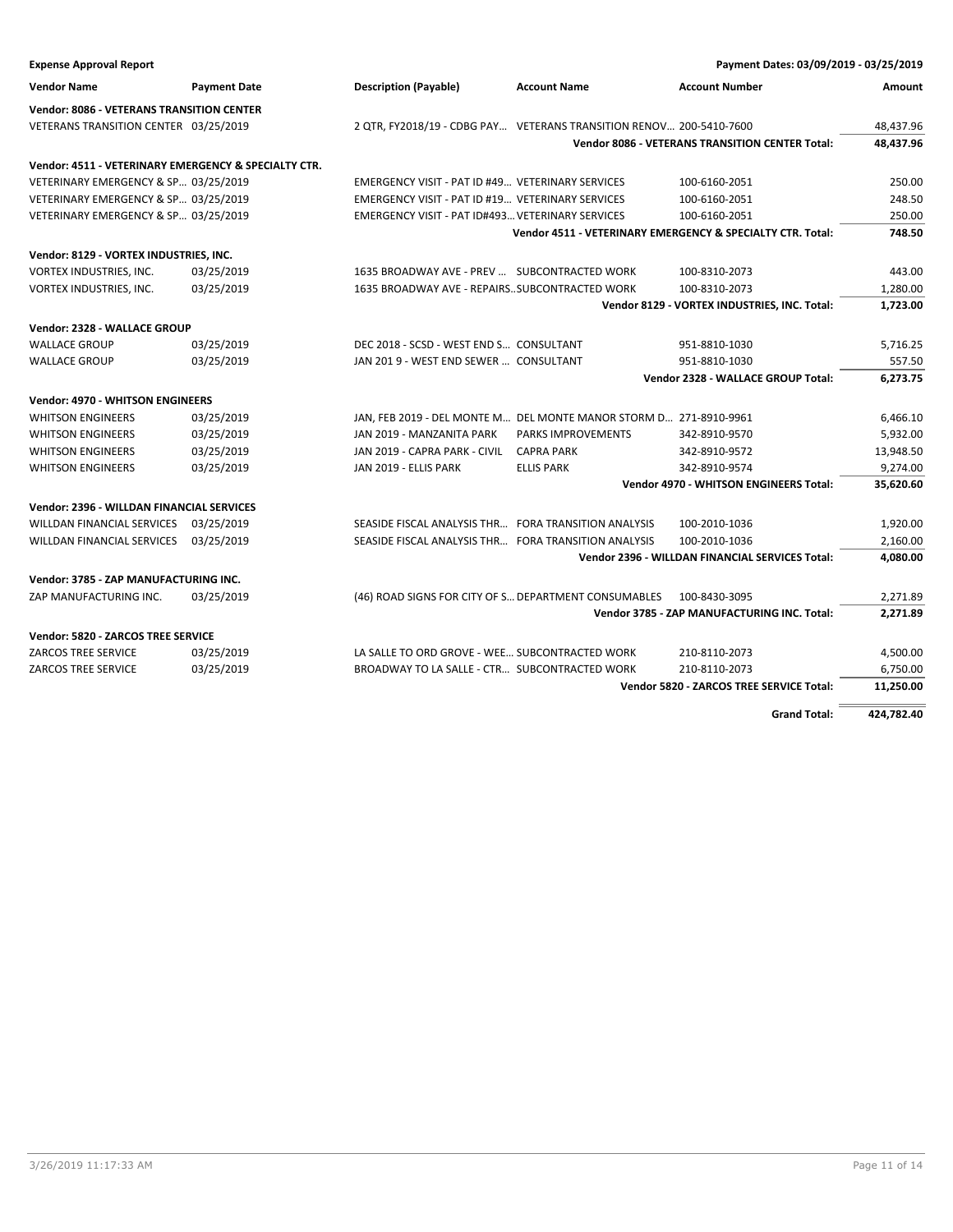**Expense Approval Report** — Payment Dates: 03/09/2019 - 03/25/2019

| Vendor Name | Payment Date | Description (Payable) | Account Name | Account Number | Amount |
|---|---|---|---|---|---|
| **Vendor: 8086 - VETERANS TRANSITION CENTER** | | | | | |
| VETERANS TRANSITION CENTER | 03/25/2019 | 2 QTR, FY2018/19 - CDBG PAY... | VETERANS TRANSITION RENOV... | 200-5410-7600 | 48,437.96 |
| | | | | **Vendor 8086 - VETERANS TRANSITION CENTER Total:** | **48,437.96** |
| **Vendor: 4511 - VETERINARY EMERGENCY & SPECIALTY CTR.** | | | | | |
| VETERINARY EMERGENCY & SP... | 03/25/2019 | EMERGENCY VISIT - PAT ID #49... | VETERINARY SERVICES | 100-6160-2051 | 250.00 |
| VETERINARY EMERGENCY & SP... | 03/25/2019 | EMERGENCY VISIT - PAT ID #19... | VETERINARY SERVICES | 100-6160-2051 | 248.50 |
| VETERINARY EMERGENCY & SP... | 03/25/2019 | EMERGENCY VISIT - PAT ID#493... | VETERINARY SERVICES | 100-6160-2051 | 250.00 |
| | | | | **Vendor 4511 - VETERINARY EMERGENCY & SPECIALTY CTR. Total:** | **748.50** |
| **Vendor: 8129 - VORTEX INDUSTRIES, INC.** | | | | | |
| VORTEX INDUSTRIES, INC. | 03/25/2019 | 1635 BROADWAY AVE - PREV ... | SUBCONTRACTED WORK | 100-8310-2073 | 443.00 |
| VORTEX INDUSTRIES, INC. | 03/25/2019 | 1635 BROADWAY AVE - REPAIRS... | SUBCONTRACTED WORK | 100-8310-2073 | 1,280.00 |
| | | | | **Vendor 8129 - VORTEX INDUSTRIES, INC. Total:** | **1,723.00** |
| **Vendor: 2328 - WALLACE GROUP** | | | | | |
| WALLACE GROUP | 03/25/2019 | DEC 2018 - SCSD - WEST END S... | CONSULTANT | 951-8810-1030 | 5,716.25 |
| WALLACE GROUP | 03/25/2019 | JAN 201 9 - WEST END SEWER ... | CONSULTANT | 951-8810-1030 | 557.50 |
| | | | | **Vendor 2328 - WALLACE GROUP Total:** | **6,273.75** |
| **Vendor: 4970 - WHITSON ENGINEERS** | | | | | |
| WHITSON ENGINEERS | 03/25/2019 | JAN, FEB 2019 - DEL MONTE M... | DEL MONTE MANOR STORM D... | 271-8910-9961 | 6,466.10 |
| WHITSON ENGINEERS | 03/25/2019 | JAN 2019 - MANZANITA PARK | PARKS IMPROVEMENTS | 342-8910-9570 | 5,932.00 |
| WHITSON ENGINEERS | 03/25/2019 | JAN 2019 - CAPRA PARK - CIVIL | CAPRA PARK | 342-8910-9572 | 13,948.50 |
| WHITSON ENGINEERS | 03/25/2019 | JAN 2019 - ELLIS PARK | ELLIS PARK | 342-8910-9574 | 9,274.00 |
| | | | | **Vendor 4970 - WHITSON ENGINEERS Total:** | **35,620.60** |
| **Vendor: 2396 - WILLDAN FINANCIAL SERVICES** | | | | | |
| WILLDAN FINANCIAL SERVICES | 03/25/2019 | SEASIDE FISCAL ANALYSIS THR... | FORA TRANSITION ANALYSIS | 100-2010-1036 | 1,920.00 |
| WILLDAN FINANCIAL SERVICES | 03/25/2019 | SEASIDE FISCAL ANALYSIS THR... | FORA TRANSITION ANALYSIS | 100-2010-1036 | 2,160.00 |
| | | | | **Vendor 2396 - WILLDAN FINANCIAL SERVICES Total:** | **4,080.00** |
| **Vendor: 3785 - ZAP MANUFACTURING INC.** | | | | | |
| ZAP MANUFACTURING INC. | 03/25/2019 | (46) ROAD SIGNS FOR CITY OF S... | DEPARTMENT CONSUMABLES | 100-8430-3095 | 2,271.89 |
| | | | | **Vendor 3785 - ZAP MANUFACTURING INC. Total:** | **2,271.89** |
| **Vendor: 5820 - ZARCOS TREE SERVICE** | | | | | |
| ZARCOS TREE SERVICE | 03/25/2019 | LA SALLE TO ORD GROVE - WEE... | SUBCONTRACTED WORK | 210-8110-2073 | 4,500.00 |
| ZARCOS TREE SERVICE | 03/25/2019 | BROADWAY TO LA SALLE - CTR... | SUBCONTRACTED WORK | 210-8110-2073 | 6,750.00 |
| | | | | **Vendor 5820 - ZARCOS TREE SERVICE Total:** | **11,250.00** |
| | | | | **Grand Total:** | **424,782.40** |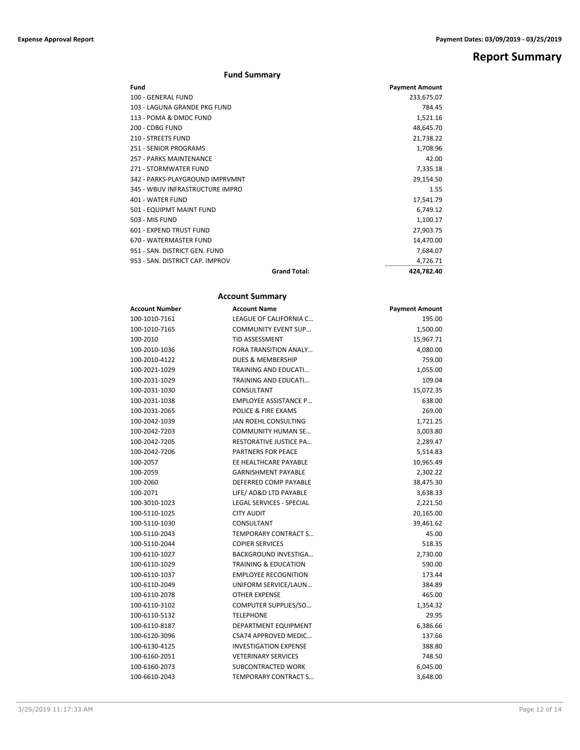# Report Summary

## Fund Summary

| Fund | | Payment Amount |
|---|---|---|
| 100 - GENERAL FUND | | 233,675.07 |
| 103 - LAGUNA GRANDE PKG FUND | | 784.45 |
| 113 - POMA & DMDC FUND | | 1,521.16 |
| 200 - CDBG FUND | | 48,645.70 |
| 210 - STREETS FUND | | 21,738.22 |
| 251 - SENIOR PROGRAMS | | 1,708.96 |
| 257 - PARKS MAINTENANCE | | 42.00 |
| 271 - STORMWATER FUND | | 7,335.18 |
| 342 - PARKS-PLAYGROUND IMPRVMNT | | 29,154.50 |
| 345 - WBUV INFRASTRUCTURE IMPRO | | 1.55 |
| 401 - WATER FUND | | 17,541.79 |
| 501 - EQUIPMT MAINT FUND | | 6,749.12 |
| 503 - MIS FUND | | 1,100.17 |
| 601 - EXPEND TRUST FUND | | 27,903.75 |
| 670 - WATERMASTER FUND | | 14,470.00 |
| 951 - SAN. DISTRICT GEN. FUND | | 7,684.07 |
| 953 - SAN. DISTRICT CAP. IMPROV | | 4,726.71 |
| | **Grand Total:** | **424,782.40** |

## Account Summary

| Account Number | Account Name | Payment Amount |
|---|---|---|
| 100-1010-7161 | LEAGUE OF CALIFORNIA C… | 195.00 |
| 100-1010-7165 | COMMUNITY EVENT SUP… | 1,500.00 |
| 100-2010 | TID ASSESSMENT | 15,967.71 |
| 100-2010-1036 | FORA TRANSITION ANALY… | 4,080.00 |
| 100-2010-4122 | DUES & MEMBERSHIP | 759.00 |
| 100-2021-1029 | TRAINING AND EDUCATI… | 1,055.00 |
| 100-2031-1029 | TRAINING AND EDUCATI… | 109.04 |
| 100-2031-1030 | CONSULTANT | 15,072.35 |
| 100-2031-1038 | EMPLOYEE ASSISTANCE P… | 638.00 |
| 100-2031-2065 | POLICE & FIRE EXAMS | 269.00 |
| 100-2042-1039 | JAN ROEHL CONSULTING | 1,721.25 |
| 100-2042-7203 | COMMUNITY HUMAN SE… | 3,003.80 |
| 100-2042-7205 | RESTORATIVE JUSTICE PA… | 2,289.47 |
| 100-2042-7206 | PARTNERS FOR PEACE | 5,514.83 |
| 100-2057 | EE HEALTHCARE PAYABLE | 10,965.49 |
| 100-2059 | GARNISHMENT PAYABLE | 2,302.22 |
| 100-2060 | DEFERRED COMP PAYABLE | 38,475.30 |
| 100-2071 | LIFE/ AD&D LTD PAYABLE | 3,638.33 |
| 100-3010-1023 | LEGAL SERVICES - SPECIAL | 2,221.50 |
| 100-5110-1025 | CITY AUDIT | 20,165.00 |
| 100-5110-1030 | CONSULTANT | 39,461.62 |
| 100-5110-2043 | TEMPORARY CONTRACT S… | 45.00 |
| 100-5110-2044 | COPIER SERVICES | 518.35 |
| 100-6110-1027 | BACKGROUND INVESTIGA… | 2,730.00 |
| 100-6110-1029 | TRAINING & EDUCATION | 590.00 |
| 100-6110-1037 | EMPLOYEE RECOGNITION | 173.44 |
| 100-6110-2049 | UNIFORM SERVICE/LAUN… | 384.89 |
| 100-6110-2078 | OTHER EXPENSE | 465.00 |
| 100-6110-3102 | COMPUTER SUPPLIES/SO… | 1,354.32 |
| 100-6110-5132 | TELEPHONE | 29.95 |
| 100-6110-8187 | DEPARTMENT EQUIPMENT | 6,386.66 |
| 100-6120-3096 | CSA74 APPROVED MEDIC… | 137.66 |
| 100-6130-4125 | INVESTIGATION EXPENSE | 388.80 |
| 100-6160-2051 | VETERINARY SERVICES | 748.50 |
| 100-6160-2073 | SUBCONTRACTED WORK | 6,045.00 |
| 100-6610-2043 | TEMPORARY CONTRACT S… | 3,648.00 |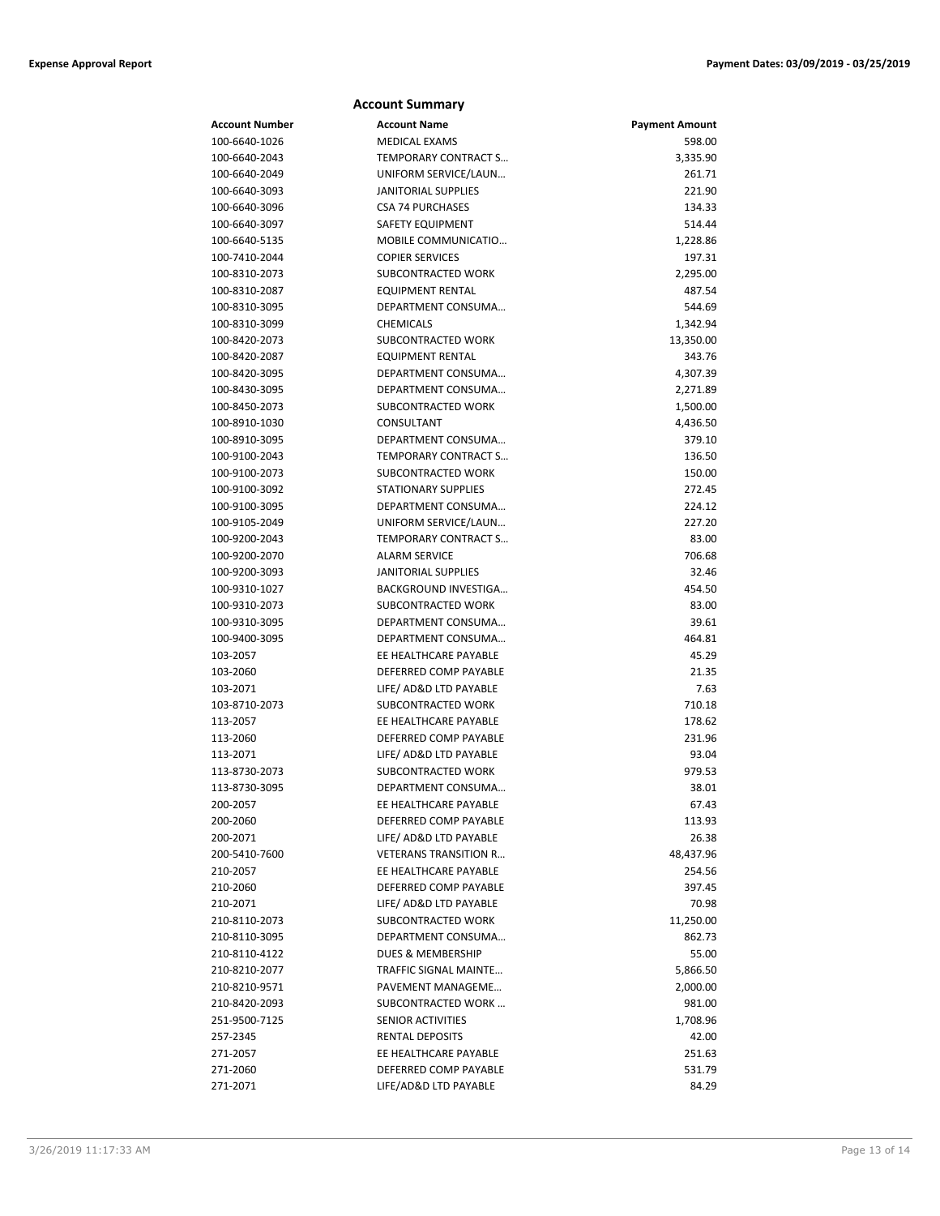## Account Summary

| Account Number | Account Name | Payment Amount |
|---|---|---|
| 100-6640-1026 | MEDICAL EXAMS | 598.00 |
| 100-6640-2043 | TEMPORARY CONTRACT S… | 3,335.90 |
| 100-6640-2049 | UNIFORM SERVICE/LAUN… | 261.71 |
| 100-6640-3093 | JANITORIAL SUPPLIES | 221.90 |
| 100-6640-3096 | CSA 74 PURCHASES | 134.33 |
| 100-6640-3097 | SAFETY EQUIPMENT | 514.44 |
| 100-6640-5135 | MOBILE COMMUNICATIO… | 1,228.86 |
| 100-7410-2044 | COPIER SERVICES | 197.31 |
| 100-8310-2073 | SUBCONTRACTED WORK | 2,295.00 |
| 100-8310-2087 | EQUIPMENT RENTAL | 487.54 |
| 100-8310-3095 | DEPARTMENT CONSUMA… | 544.69 |
| 100-8310-3099 | CHEMICALS | 1,342.94 |
| 100-8420-2073 | SUBCONTRACTED WORK | 13,350.00 |
| 100-8420-2087 | EQUIPMENT RENTAL | 343.76 |
| 100-8420-3095 | DEPARTMENT CONSUMA… | 4,307.39 |
| 100-8430-3095 | DEPARTMENT CONSUMA… | 2,271.89 |
| 100-8450-2073 | SUBCONTRACTED WORK | 1,500.00 |
| 100-8910-1030 | CONSULTANT | 4,436.50 |
| 100-8910-3095 | DEPARTMENT CONSUMA… | 379.10 |
| 100-9100-2043 | TEMPORARY CONTRACT S… | 136.50 |
| 100-9100-2073 | SUBCONTRACTED WORK | 150.00 |
| 100-9100-3092 | STATIONARY SUPPLIES | 272.45 |
| 100-9100-3095 | DEPARTMENT CONSUMA… | 224.12 |
| 100-9105-2049 | UNIFORM SERVICE/LAUN… | 227.20 |
| 100-9200-2043 | TEMPORARY CONTRACT S… | 83.00 |
| 100-9200-2070 | ALARM SERVICE | 706.68 |
| 100-9200-3093 | JANITORIAL SUPPLIES | 32.46 |
| 100-9310-1027 | BACKGROUND INVESTIGA… | 454.50 |
| 100-9310-2073 | SUBCONTRACTED WORK | 83.00 |
| 100-9310-3095 | DEPARTMENT CONSUMA… | 39.61 |
| 100-9400-3095 | DEPARTMENT CONSUMA… | 464.81 |
| 103-2057 | EE HEALTHCARE PAYABLE | 45.29 |
| 103-2060 | DEFERRED COMP PAYABLE | 21.35 |
| 103-2071 | LIFE/ AD&D LTD PAYABLE | 7.63 |
| 103-8710-2073 | SUBCONTRACTED WORK | 710.18 |
| 113-2057 | EE HEALTHCARE PAYABLE | 178.62 |
| 113-2060 | DEFERRED COMP PAYABLE | 231.96 |
| 113-2071 | LIFE/ AD&D LTD PAYABLE | 93.04 |
| 113-8730-2073 | SUBCONTRACTED WORK | 979.53 |
| 113-8730-3095 | DEPARTMENT CONSUMA… | 38.01 |
| 200-2057 | EE HEALTHCARE PAYABLE | 67.43 |
| 200-2060 | DEFERRED COMP PAYABLE | 113.93 |
| 200-2071 | LIFE/ AD&D LTD PAYABLE | 26.38 |
| 200-5410-7600 | VETERANS TRANSITION R… | 48,437.96 |
| 210-2057 | EE HEALTHCARE PAYABLE | 254.56 |
| 210-2060 | DEFERRED COMP PAYABLE | 397.45 |
| 210-2071 | LIFE/ AD&D LTD PAYABLE | 70.98 |
| 210-8110-2073 | SUBCONTRACTED WORK | 11,250.00 |
| 210-8110-3095 | DEPARTMENT CONSUMA… | 862.73 |
| 210-8110-4122 | DUES & MEMBERSHIP | 55.00 |
| 210-8210-2077 | TRAFFIC SIGNAL MAINTE… | 5,866.50 |
| 210-8210-9571 | PAVEMENT MANAGEME… | 2,000.00 |
| 210-8420-2093 | SUBCONTRACTED WORK … | 981.00 |
| 251-9500-7125 | SENIOR ACTIVITIES | 1,708.96 |
| 257-2345 | RENTAL DEPOSITS | 42.00 |
| 271-2057 | EE HEALTHCARE PAYABLE | 251.63 |
| 271-2060 | DEFERRED COMP PAYABLE | 531.79 |
| 271-2071 | LIFE/AD&D LTD PAYABLE | 84.29 |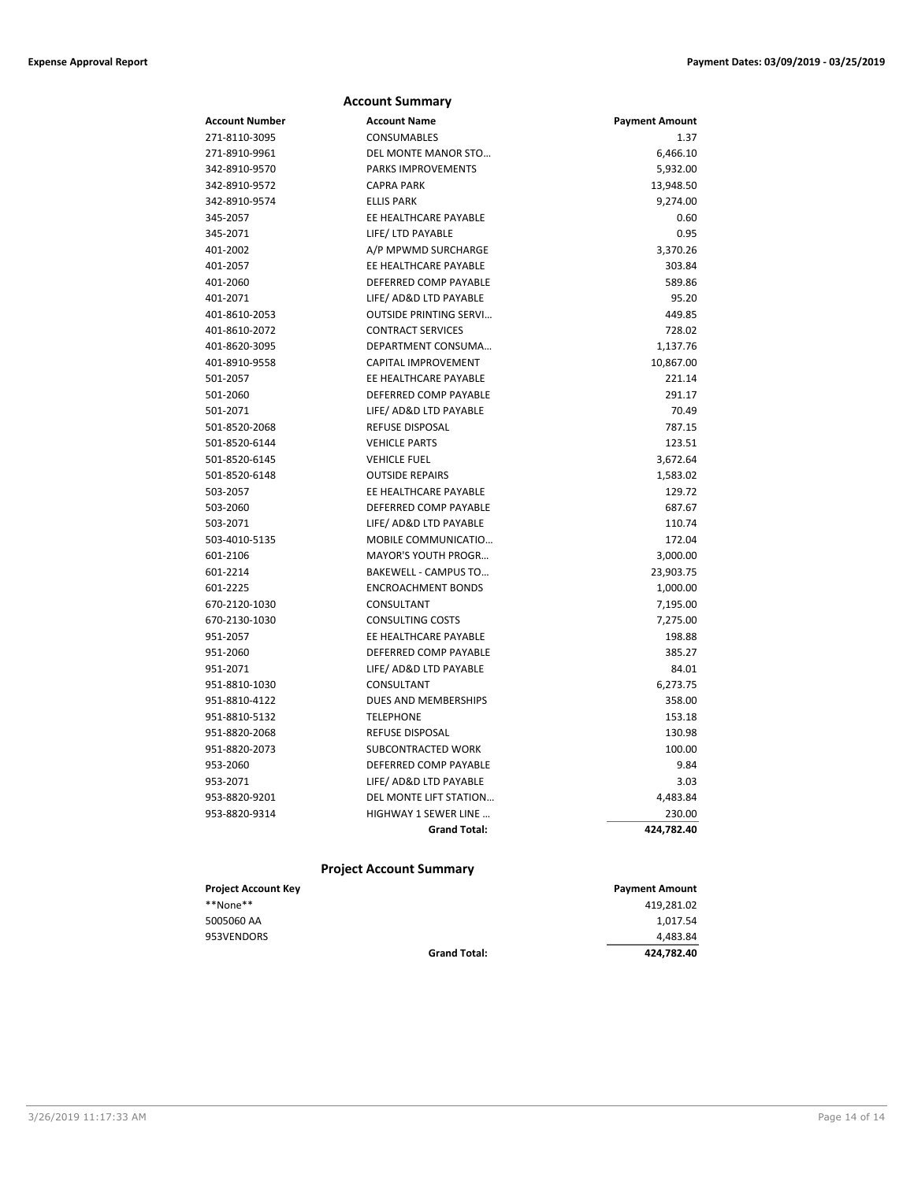## Account Summary

| Account Number | Account Name | Payment Amount |
|---|---|---|
| 271-8110-3095 | CONSUMABLES | 1.37 |
| 271-8910-9961 | DEL MONTE MANOR STO… | 6,466.10 |
| 342-8910-9570 | PARKS IMPROVEMENTS | 5,932.00 |
| 342-8910-9572 | CAPRA PARK | 13,948.50 |
| 342-8910-9574 | ELLIS PARK | 9,274.00 |
| 345-2057 | EE HEALTHCARE PAYABLE | 0.60 |
| 345-2071 | LIFE/ LTD PAYABLE | 0.95 |
| 401-2002 | A/P MPWMD SURCHARGE | 3,370.26 |
| 401-2057 | EE HEALTHCARE PAYABLE | 303.84 |
| 401-2060 | DEFERRED COMP PAYABLE | 589.86 |
| 401-2071 | LIFE/ AD&D LTD PAYABLE | 95.20 |
| 401-8610-2053 | OUTSIDE PRINTING SERVI… | 449.85 |
| 401-8610-2072 | CONTRACT SERVICES | 728.02 |
| 401-8620-3095 | DEPARTMENT CONSUMA… | 1,137.76 |
| 401-8910-9558 | CAPITAL IMPROVEMENT | 10,867.00 |
| 501-2057 | EE HEALTHCARE PAYABLE | 221.14 |
| 501-2060 | DEFERRED COMP PAYABLE | 291.17 |
| 501-2071 | LIFE/ AD&D LTD PAYABLE | 70.49 |
| 501-8520-2068 | REFUSE DISPOSAL | 787.15 |
| 501-8520-6144 | VEHICLE PARTS | 123.51 |
| 501-8520-6145 | VEHICLE FUEL | 3,672.64 |
| 501-8520-6148 | OUTSIDE REPAIRS | 1,583.02 |
| 503-2057 | EE HEALTHCARE PAYABLE | 129.72 |
| 503-2060 | DEFERRED COMP PAYABLE | 687.67 |
| 503-2071 | LIFE/ AD&D LTD PAYABLE | 110.74 |
| 503-4010-5135 | MOBILE COMMUNICATIO… | 172.04 |
| 601-2106 | MAYOR'S YOUTH PROGR… | 3,000.00 |
| 601-2214 | BAKEWELL - CAMPUS TO… | 23,903.75 |
| 601-2225 | ENCROACHMENT BONDS | 1,000.00 |
| 670-2120-1030 | CONSULTANT | 7,195.00 |
| 670-2130-1030 | CONSULTING COSTS | 7,275.00 |
| 951-2057 | EE HEALTHCARE PAYABLE | 198.88 |
| 951-2060 | DEFERRED COMP PAYABLE | 385.27 |
| 951-2071 | LIFE/ AD&D LTD PAYABLE | 84.01 |
| 951-8810-1030 | CONSULTANT | 6,273.75 |
| 951-8810-4122 | DUES AND MEMBERSHIPS | 358.00 |
| 951-8810-5132 | TELEPHONE | 153.18 |
| 951-8820-2068 | REFUSE DISPOSAL | 130.98 |
| 951-8820-2073 | SUBCONTRACTED WORK | 100.00 |
| 953-2060 | DEFERRED COMP PAYABLE | 9.84 |
| 953-2071 | LIFE/ AD&D LTD PAYABLE | 3.03 |
| 953-8820-9201 | DEL MONTE LIFT STATION… | 4,483.84 |
| 953-8820-9314 | HIGHWAY 1 SEWER LINE … | 230.00 |
| | **Grand Total:** | **424,782.40** |

## Project Account Summary

| Project Account Key | | Payment Amount |
|---|---|---|
| **None** | | 419,281.02 |
| 5005060 AA | | 1,017.54 |
| 953VENDORS | | 4,483.84 |
| | **Grand Total:** | **424,782.40** |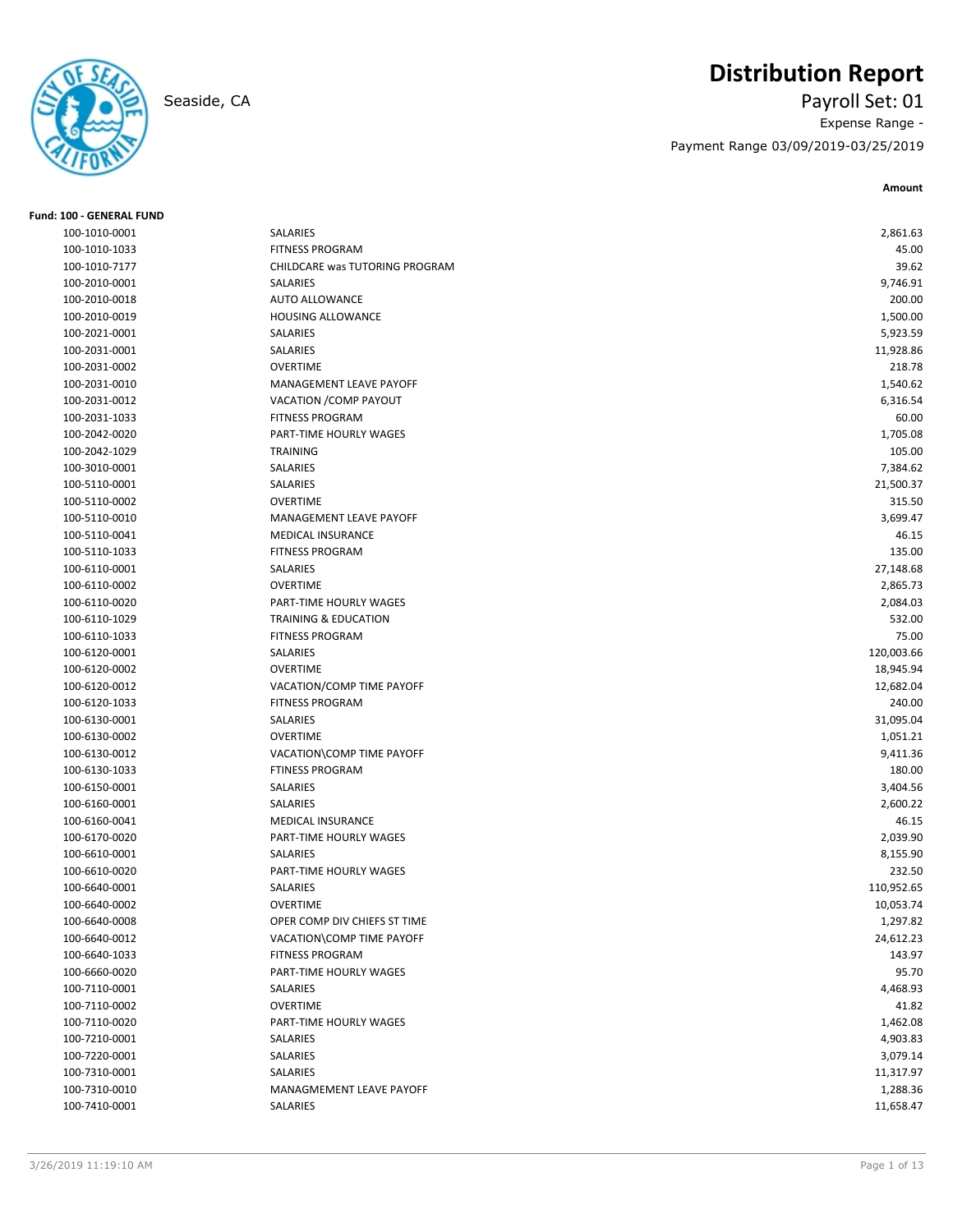# Distribution Report

Seaside, CA

Payroll Set: 01

Expense Range -

Payment Range 03/09/2019-03/25/2019

**Fund: 100 - GENERAL FUND**

| Account | Description | Amount |
|---|---|---|
| 100-1010-0001 | SALARIES | 2,861.63 |
| 100-1010-1033 | FITNESS PROGRAM | 45.00 |
| 100-1010-7177 | CHILDCARE was TUTORING PROGRAM | 39.62 |
| 100-2010-0001 | SALARIES | 9,746.91 |
| 100-2010-0018 | AUTO ALLOWANCE | 200.00 |
| 100-2010-0019 | HOUSING ALLOWANCE | 1,500.00 |
| 100-2021-0001 | SALARIES | 5,923.59 |
| 100-2031-0001 | SALARIES | 11,928.86 |
| 100-2031-0002 | OVERTIME | 218.78 |
| 100-2031-0010 | MANAGEMENT LEAVE PAYOFF | 1,540.62 |
| 100-2031-0012 | VACATION /COMP PAYOUT | 6,316.54 |
| 100-2031-1033 | FITNESS PROGRAM | 60.00 |
| 100-2042-0020 | PART-TIME HOURLY WAGES | 1,705.08 |
| 100-2042-1029 | TRAINING | 105.00 |
| 100-3010-0001 | SALARIES | 7,384.62 |
| 100-5110-0001 | SALARIES | 21,500.37 |
| 100-5110-0002 | OVERTIME | 315.50 |
| 100-5110-0010 | MANAGEMENT LEAVE PAYOFF | 3,699.47 |
| 100-5110-0041 | MEDICAL INSURANCE | 46.15 |
| 100-5110-1033 | FITNESS PROGRAM | 135.00 |
| 100-6110-0001 | SALARIES | 27,148.68 |
| 100-6110-0002 | OVERTIME | 2,865.73 |
| 100-6110-0020 | PART-TIME HOURLY WAGES | 2,084.03 |
| 100-6110-1029 | TRAINING & EDUCATION | 532.00 |
| 100-6110-1033 | FITNESS PROGRAM | 75.00 |
| 100-6120-0001 | SALARIES | 120,003.66 |
| 100-6120-0002 | OVERTIME | 18,945.94 |
| 100-6120-0012 | VACATION/COMP TIME PAYOFF | 12,682.04 |
| 100-6120-1033 | FITNESS PROGRAM | 240.00 |
| 100-6130-0001 | SALARIES | 31,095.04 |
| 100-6130-0002 | OVERTIME | 1,051.21 |
| 100-6130-0012 | VACATION\COMP TIME PAYOFF | 9,411.36 |
| 100-6130-1033 | FTINESS PROGRAM | 180.00 |
| 100-6150-0001 | SALARIES | 3,404.56 |
| 100-6160-0001 | SALARIES | 2,600.22 |
| 100-6160-0041 | MEDICAL INSURANCE | 46.15 |
| 100-6170-0020 | PART-TIME HOURLY WAGES | 2,039.90 |
| 100-6610-0001 | SALARIES | 8,155.90 |
| 100-6610-0020 | PART-TIME HOURLY WAGES | 232.50 |
| 100-6640-0001 | SALARIES | 110,952.65 |
| 100-6640-0002 | OVERTIME | 10,053.74 |
| 100-6640-0008 | OPER COMP DIV CHIEFS ST TIME | 1,297.82 |
| 100-6640-0012 | VACATION\COMP TIME PAYOFF | 24,612.23 |
| 100-6640-1033 | FITNESS PROGRAM | 143.97 |
| 100-6660-0020 | PART-TIME HOURLY WAGES | 95.70 |
| 100-7110-0001 | SALARIES | 4,468.93 |
| 100-7110-0002 | OVERTIME | 41.82 |
| 100-7110-0020 | PART-TIME HOURLY WAGES | 1,462.08 |
| 100-7210-0001 | SALARIES | 4,903.83 |
| 100-7220-0001 | SALARIES | 3,079.14 |
| 100-7310-0001 | SALARIES | 11,317.97 |
| 100-7310-0010 | MANAGMEMENT LEAVE PAYOFF | 1,288.36 |
| 100-7410-0001 | SALARIES | 11,658.47 |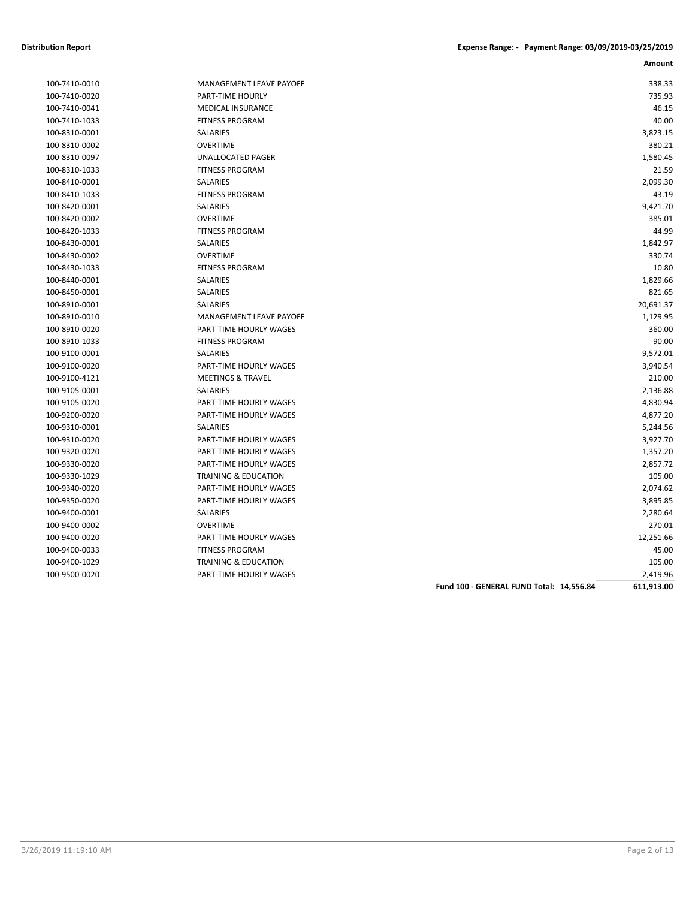**Distribution Report** **Expense Range: - Payment Range: 03/09/2019-03/25/2019**

| | | Amount |
|---|---|---|
| 100-7410-0010 | MANAGEMENT LEAVE PAYOFF | 338.33 |
| 100-7410-0020 | PART-TIME HOURLY | 735.93 |
| 100-7410-0041 | MEDICAL INSURANCE | 46.15 |
| 100-7410-1033 | FITNESS PROGRAM | 40.00 |
| 100-8310-0001 | SALARIES | 3,823.15 |
| 100-8310-0002 | OVERTIME | 380.21 |
| 100-8310-0097 | UNALLOCATED PAGER | 1,580.45 |
| 100-8310-1033 | FITNESS PROGRAM | 21.59 |
| 100-8410-0001 | SALARIES | 2,099.30 |
| 100-8410-1033 | FITNESS PROGRAM | 43.19 |
| 100-8420-0001 | SALARIES | 9,421.70 |
| 100-8420-0002 | OVERTIME | 385.01 |
| 100-8420-1033 | FITNESS PROGRAM | 44.99 |
| 100-8430-0001 | SALARIES | 1,842.97 |
| 100-8430-0002 | OVERTIME | 330.74 |
| 100-8430-1033 | FITNESS PROGRAM | 10.80 |
| 100-8440-0001 | SALARIES | 1,829.66 |
| 100-8450-0001 | SALARIES | 821.65 |
| 100-8910-0001 | SALARIES | 20,691.37 |
| 100-8910-0010 | MANAGEMENT LEAVE PAYOFF | 1,129.95 |
| 100-8910-0020 | PART-TIME HOURLY WAGES | 360.00 |
| 100-8910-1033 | FITNESS PROGRAM | 90.00 |
| 100-9100-0001 | SALARIES | 9,572.01 |
| 100-9100-0020 | PART-TIME HOURLY WAGES | 3,940.54 |
| 100-9100-4121 | MEETINGS & TRAVEL | 210.00 |
| 100-9105-0001 | SALARIES | 2,136.88 |
| 100-9105-0020 | PART-TIME HOURLY WAGES | 4,830.94 |
| 100-9200-0020 | PART-TIME HOURLY WAGES | 4,877.20 |
| 100-9310-0001 | SALARIES | 5,244.56 |
| 100-9310-0020 | PART-TIME HOURLY WAGES | 3,927.70 |
| 100-9320-0020 | PART-TIME HOURLY WAGES | 1,357.20 |
| 100-9330-0020 | PART-TIME HOURLY WAGES | 2,857.72 |
| 100-9330-1029 | TRAINING & EDUCATION | 105.00 |
| 100-9340-0020 | PART-TIME HOURLY WAGES | 2,074.62 |
| 100-9350-0020 | PART-TIME HOURLY WAGES | 3,895.85 |
| 100-9400-0001 | SALARIES | 2,280.64 |
| 100-9400-0002 | OVERTIME | 270.01 |
| 100-9400-0020 | PART-TIME HOURLY WAGES | 12,251.66 |
| 100-9400-0033 | FITNESS PROGRAM | 45.00 |
| 100-9400-1029 | TRAINING & EDUCATION | 105.00 |
| 100-9500-0020 | PART-TIME HOURLY WAGES | 2,419.96 |
| | **Fund 100 - GENERAL FUND Total: 14,556.84** | **611,913.00** |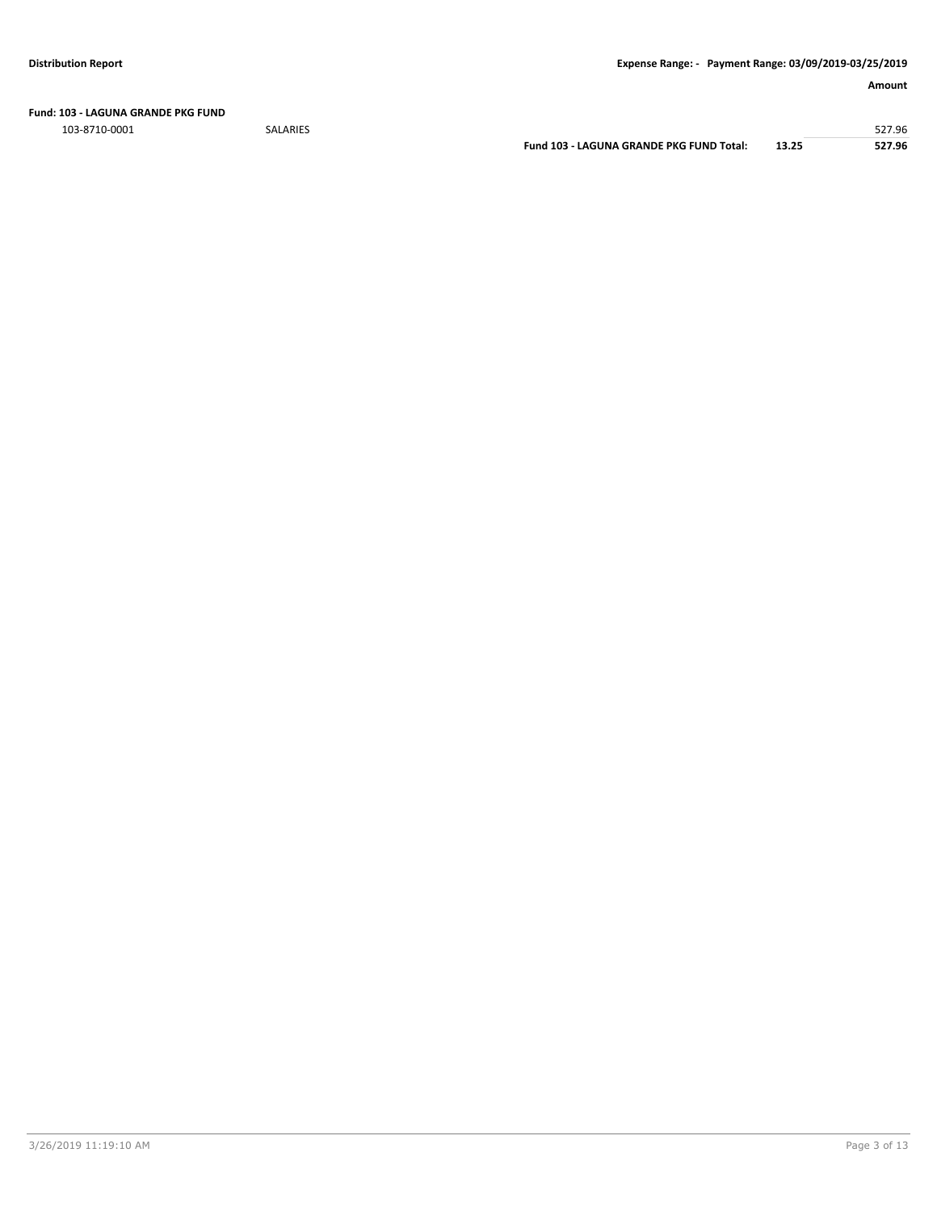**Distribution Report** | **Expense Range: - Payment Range: 03/09/2019-03/25/2019**

| | | | | **Amount** |
|---|---|---|---|---|
| **Fund: 103 - LAGUNA GRANDE PKG FUND** | | | | |
| 103-8710-0001 | SALARIES | | | 527.96 |
| | | **Fund 103 - LAGUNA GRANDE PKG FUND Total:** | **13.25** | **527.96** |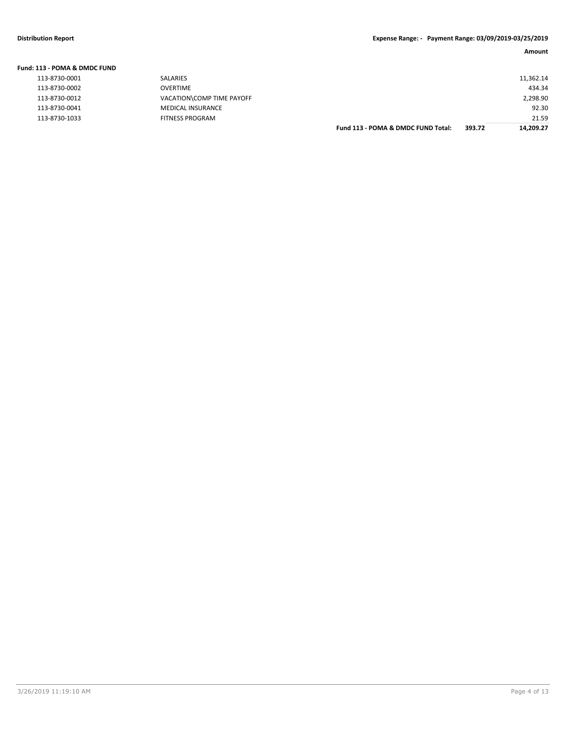**Fund: 113 - POMA & DMDC FUND**

| Account | Description | | | Amount |
|---|---|---|---|---|
| 113-8730-0001 | SALARIES | | | 11,362.14 |
| 113-8730-0002 | OVERTIME | | | 434.34 |
| 113-8730-0012 | VACATION\COMP TIME PAYOFF | | | 2,298.90 |
| 113-8730-0041 | MEDICAL INSURANCE | | | 92.30 |
| 113-8730-1033 | FITNESS PROGRAM | | | 21.59 |
| | | **Fund 113 - POMA & DMDC FUND Total:** | **393.72** | **14,209.27** |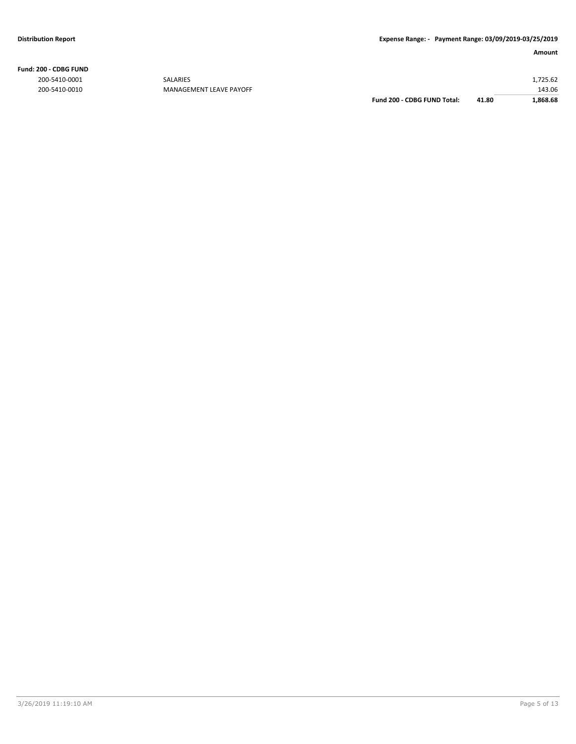**Distribution Report** | **Expense Range: - Payment Range: 03/09/2019-03/25/2019**

| | | | | **Amount** |
|---|---|---|---|---|
| **Fund: 200 - CDBG FUND** | | | | |
| 200-5410-0001 | SALARIES | | | 1,725.62 |
| 200-5410-0010 | MANAGEMENT LEAVE PAYOFF | | | 143.06 |
| | | **Fund 200 - CDBG FUND Total:** | **41.80** | **1,868.68** |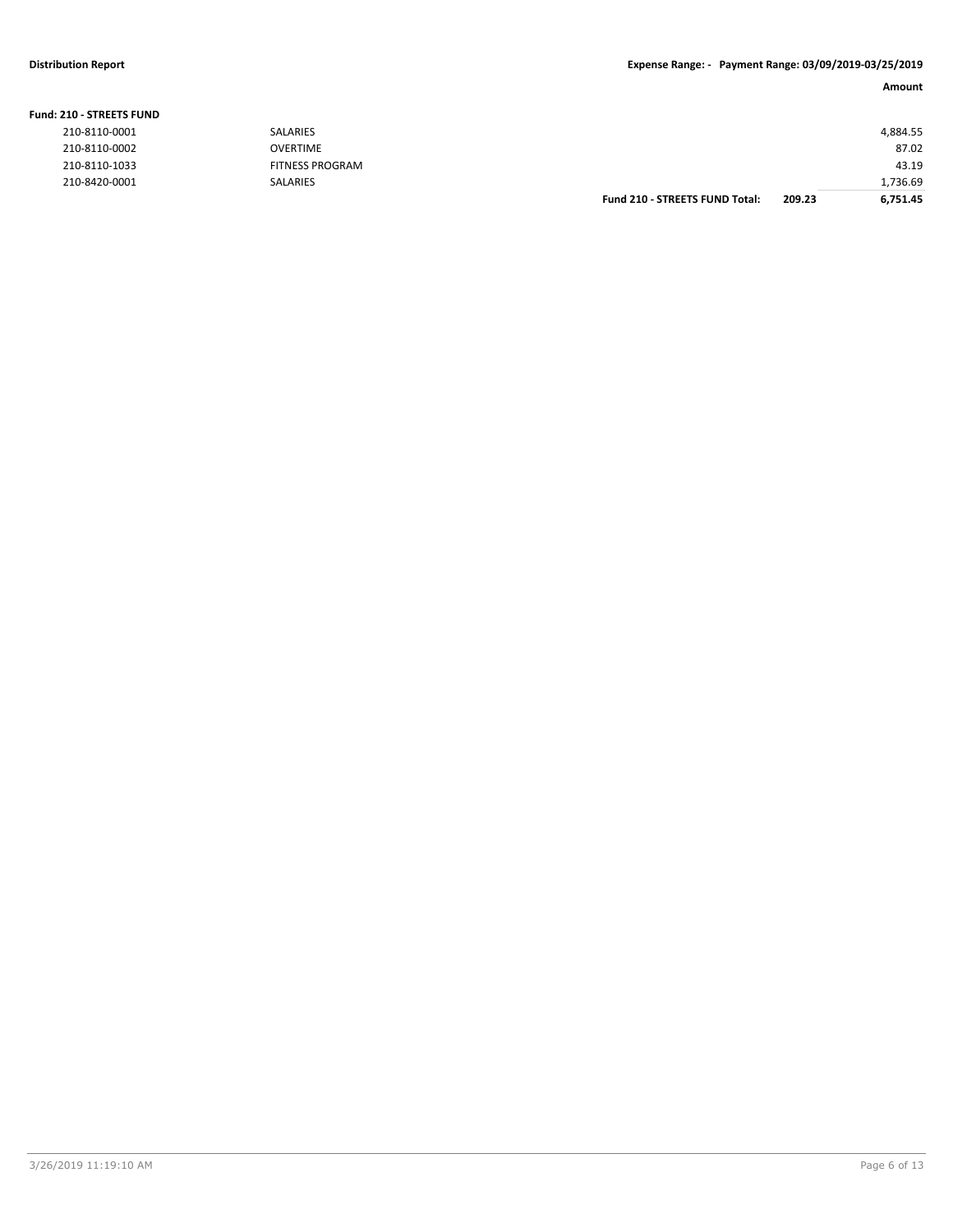| | | | | Amount |
|---|---|---|---|---|
| **Fund: 210 - STREETS FUND** | | | | |
| 210-8110-0001 | SALARIES | | | 4,884.55 |
| 210-8110-0002 | OVERTIME | | | 87.02 |
| 210-8110-1033 | FITNESS PROGRAM | | | 43.19 |
| 210-8420-0001 | SALARIES | | | 1,736.69 |
| | | **Fund 210 - STREETS FUND Total:** | **209.23** | **6,751.45** |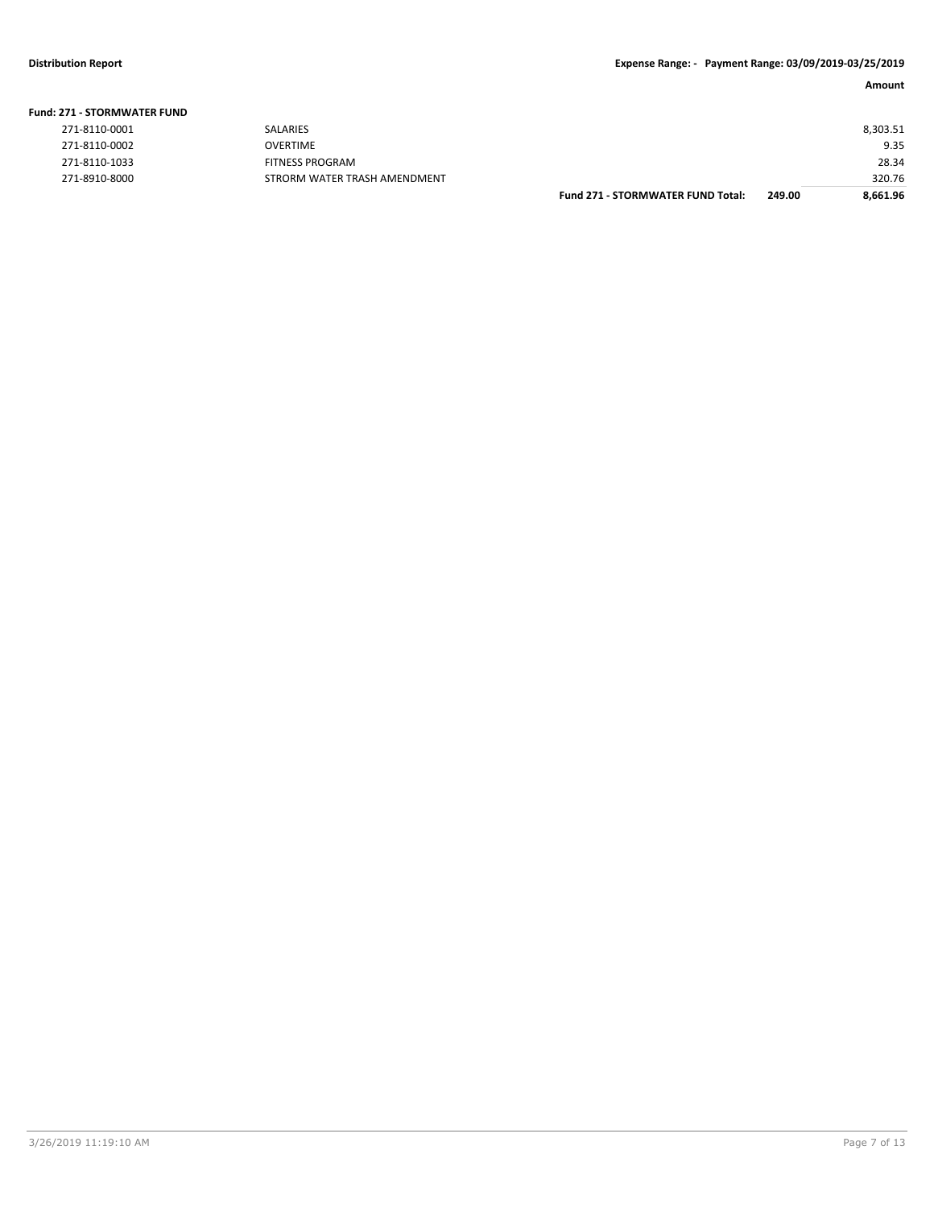**Distribution Report** **Expense Range: - Payment Range: 03/09/2019-03/25/2019**

| Account | Description | | | Amount |
|---|---|---|---|---|
| **Fund: 271 - STORMWATER FUND** | | | | |
| 271-8110-0001 | SALARIES | | | 8,303.51 |
| 271-8110-0002 | OVERTIME | | | 9.35 |
| 271-8110-1033 | FITNESS PROGRAM | | | 28.34 |
| 271-8910-8000 | STRORM WATER TRASH AMENDMENT | | | 320.76 |
| | | **Fund 271 - STORMWATER FUND Total:** | **249.00** | **8,661.96** |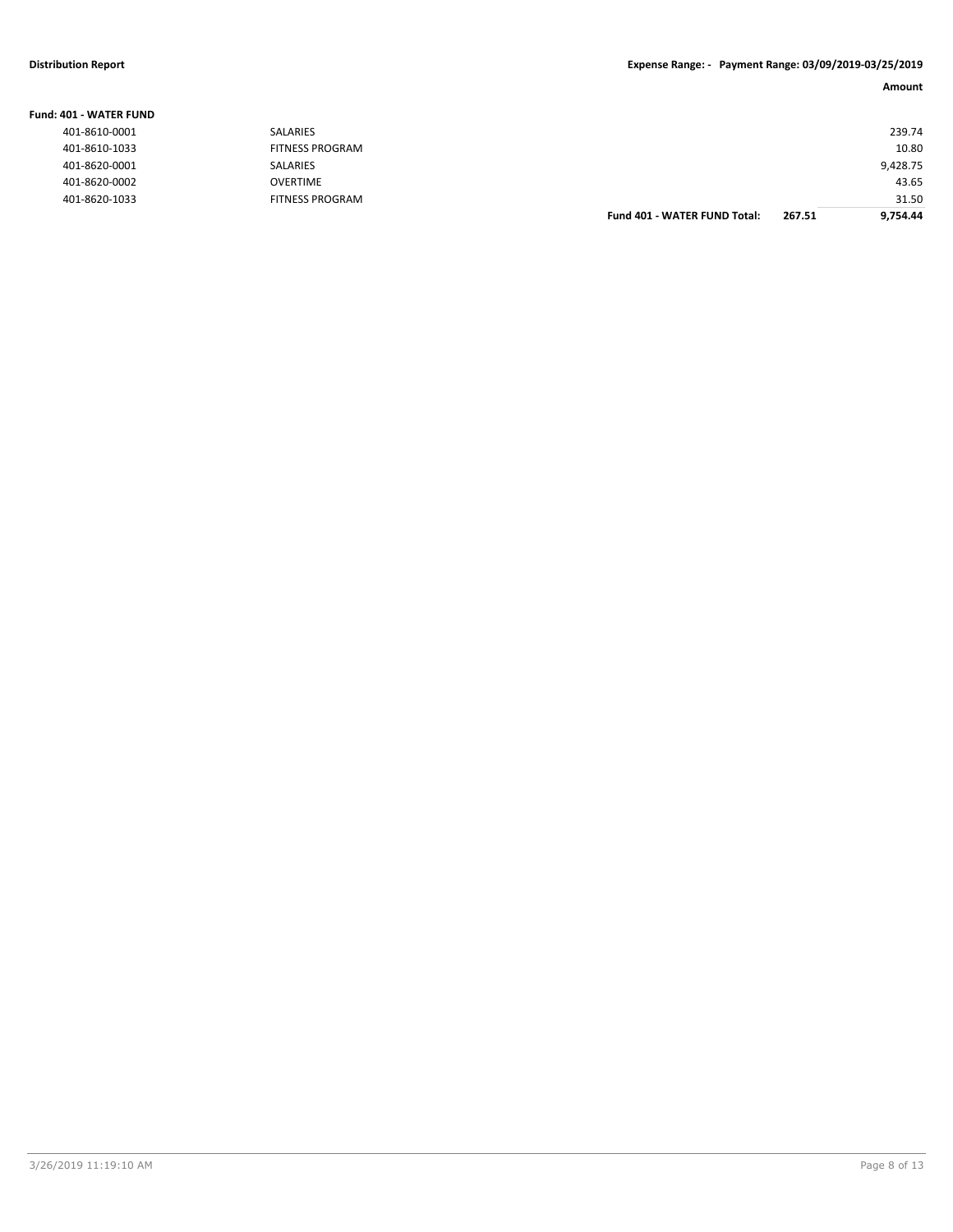**Distribution Report** | **Expense Range: - Payment Range: 03/09/2019-03/25/2019**

| | | | | **Amount** |
|---|---|---|---|---|
| **Fund: 401 - WATER FUND** | | | | |
| 401-8610-0001 | SALARIES | | | 239.74 |
| 401-8610-1033 | FITNESS PROGRAM | | | 10.80 |
| 401-8620-0001 | SALARIES | | | 9,428.75 |
| 401-8620-0002 | OVERTIME | | | 43.65 |
| 401-8620-1033 | FITNESS PROGRAM | | | 31.50 |
| | | **Fund 401 - WATER FUND Total:** | **267.51** | **9,754.44** |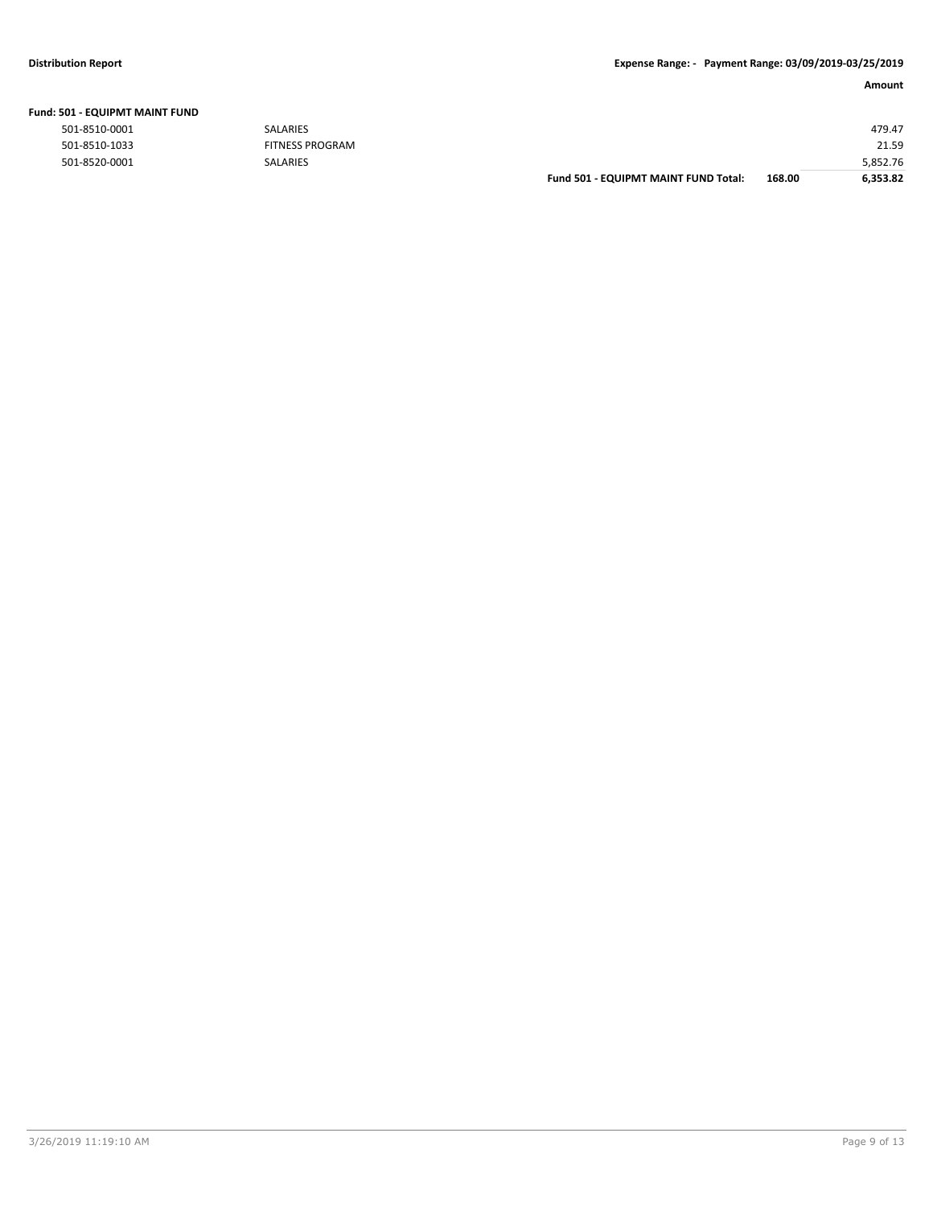| | | | Amount |
|---|---|---|---|
| **Fund: 501 - EQUIPMT MAINT FUND** | | | |
| 501-8510-0001 | SALARIES | | 479.47 |
| 501-8510-1033 | FITNESS PROGRAM | | 21.59 |
| 501-8520-0001 | SALARIES | | 5,852.76 |
| | **Fund 501 - EQUIPMT MAINT FUND Total:** | **168.00** | **6,353.82** |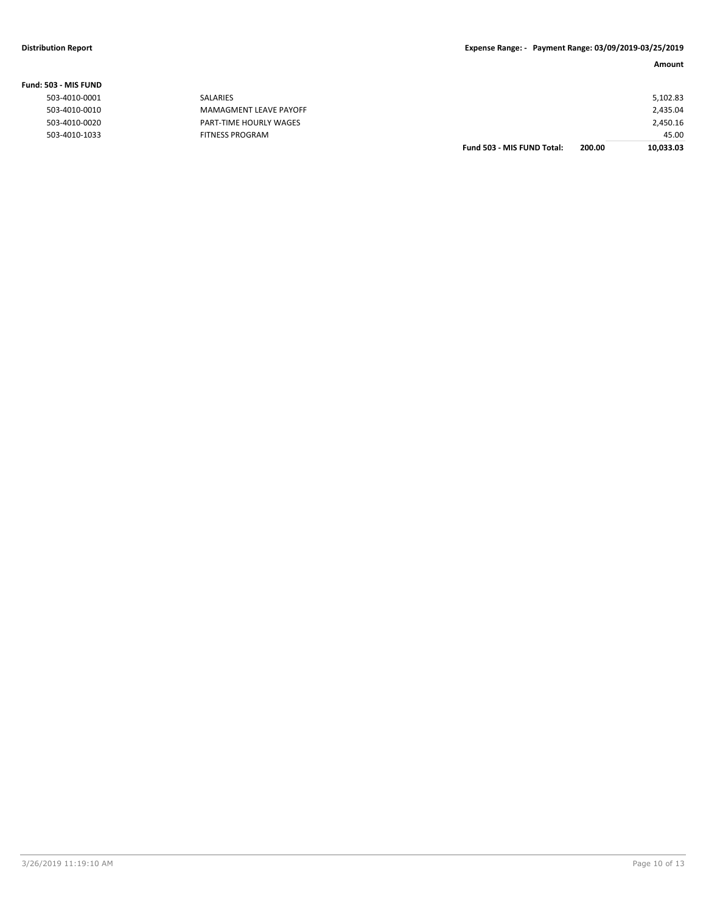**Distribution Report** **Expense Range: - Payment Range: 03/09/2019-03/25/2019**

| | | | | Amount |
|---|---|---|---|---|
| **Fund: 503 - MIS FUND** | | | | |
| 503-4010-0001 | SALARIES | | | 5,102.83 |
| 503-4010-0010 | MAMAGMENT LEAVE PAYOFF | | | 2,435.04 |
| 503-4010-0020 | PART-TIME HOURLY WAGES | | | 2,450.16 |
| 503-4010-1033 | FITNESS PROGRAM | | | 45.00 |
| | | **Fund 503 - MIS FUND Total:** | **200.00** | **10,033.03** |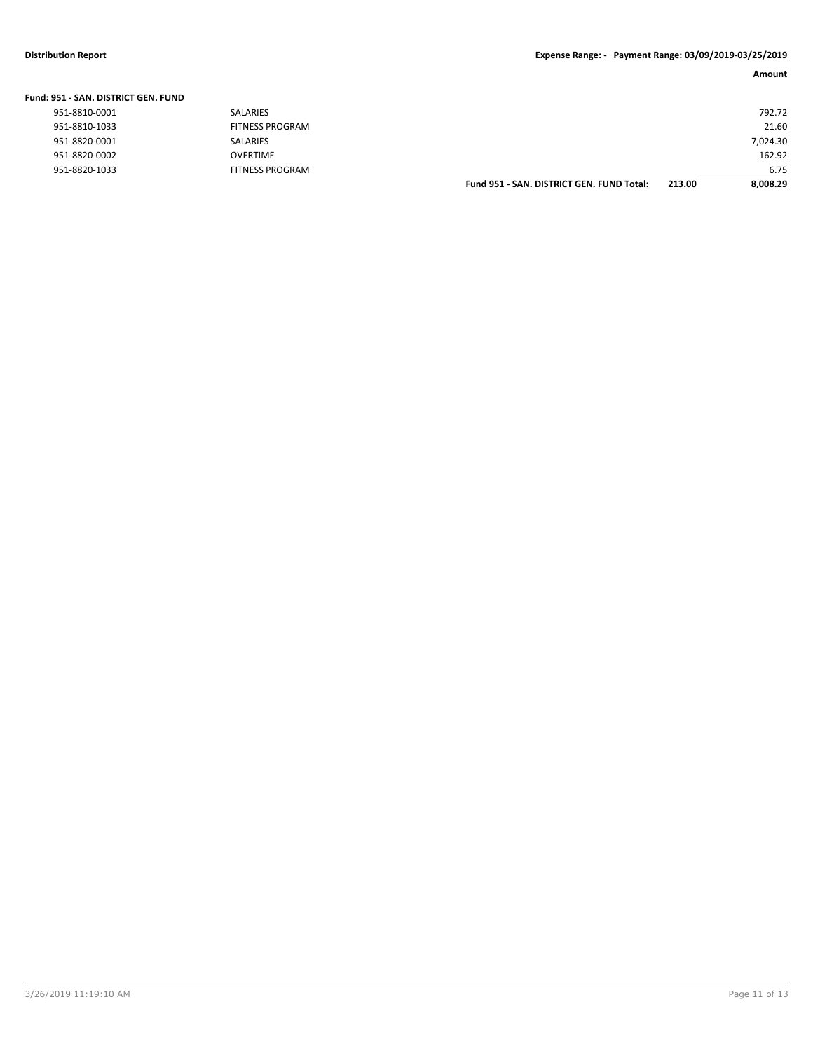**Distribution Report** **Expense Range: - Payment Range: 03/09/2019-03/25/2019**

**Fund: 951 - SAN. DISTRICT GEN. FUND**

| Account | Description | | | Amount |
|---|---|---|---|---|
| 951-8810-0001 | SALARIES | | | 792.72 |
| 951-8810-1033 | FITNESS PROGRAM | | | 21.60 |
| 951-8820-0001 | SALARIES | | | 7,024.30 |
| 951-8820-0002 | OVERTIME | | | 162.92 |
| 951-8820-1033 | FITNESS PROGRAM | | | 6.75 |
| | | **Fund 951 - SAN. DISTRICT GEN. FUND Total:** | **213.00** | **8,008.29** |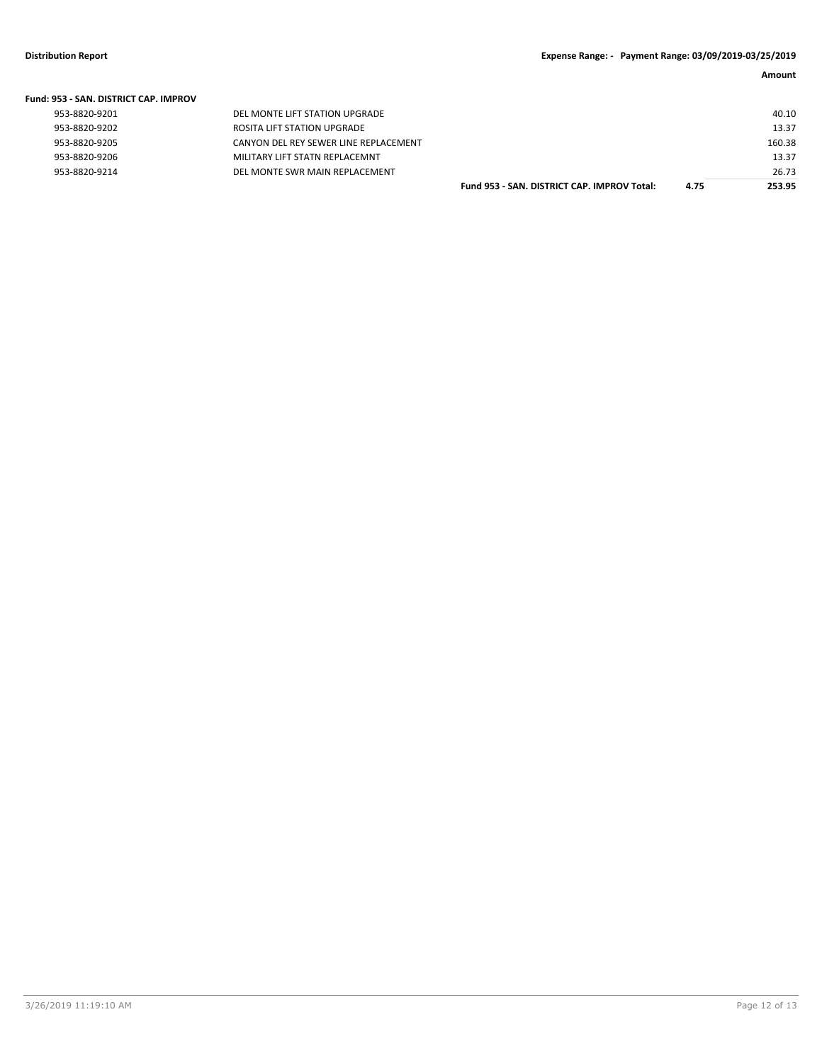**Fund: 953 - SAN. DISTRICT CAP. IMPROV**

| Account | Description | | | Amount |
|---|---|---|---|---|
| 953-8820-9201 | DEL MONTE LIFT STATION UPGRADE | | | 40.10 |
| 953-8820-9202 | ROSITA LIFT STATION UPGRADE | | | 13.37 |
| 953-8820-9205 | CANYON DEL REY SEWER LINE REPLACEMENT | | | 160.38 |
| 953-8820-9206 | MILITARY LIFT STATN REPLACEMNT | | | 13.37 |
| 953-8820-9214 | DEL MONTE SWR MAIN REPLACEMENT | | | 26.73 |
| | | **Fund 953 - SAN. DISTRICT CAP. IMPROV Total:** | **4.75** | **253.95** |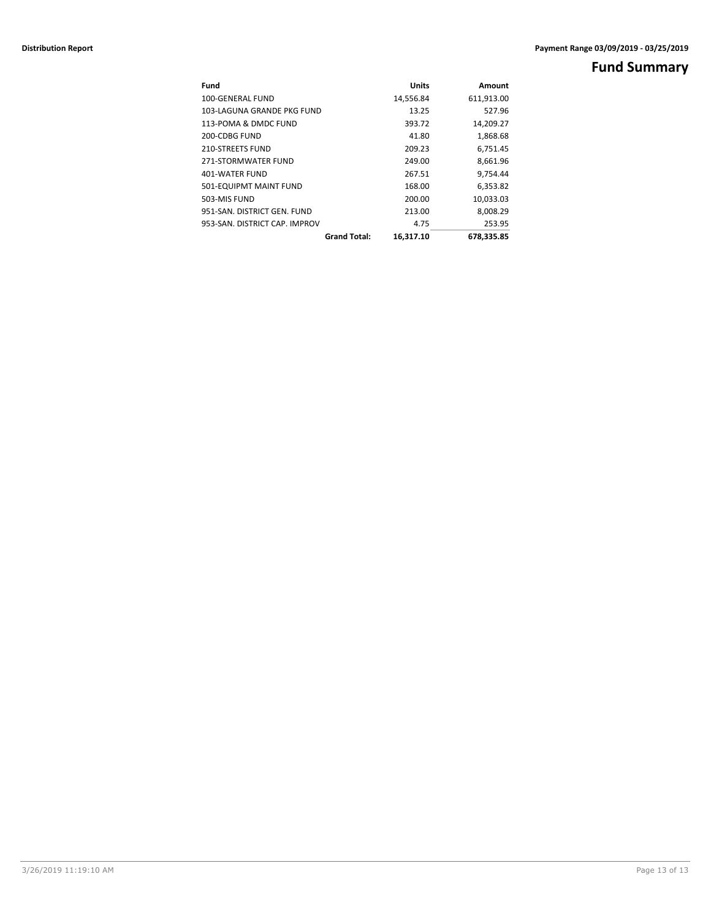# Fund Summary

| Fund | Units | Amount |
|---|---|---|
| 100-GENERAL FUND | 14,556.84 | 611,913.00 |
| 103-LAGUNA GRANDE PKG FUND | 13.25 | 527.96 |
| 113-POMA & DMDC FUND | 393.72 | 14,209.27 |
| 200-CDBG FUND | 41.80 | 1,868.68 |
| 210-STREETS FUND | 209.23 | 6,751.45 |
| 271-STORMWATER FUND | 249.00 | 8,661.96 |
| 401-WATER FUND | 267.51 | 9,754.44 |
| 501-EQUIPMT MAINT FUND | 168.00 | 6,353.82 |
| 503-MIS FUND | 200.00 | 10,033.03 |
| 951-SAN. DISTRICT GEN. FUND | 213.00 | 8,008.29 |
| 953-SAN. DISTRICT CAP. IMPROV | 4.75 | 253.95 |
| **Grand Total:** | **16,317.10** | **678,335.85** |